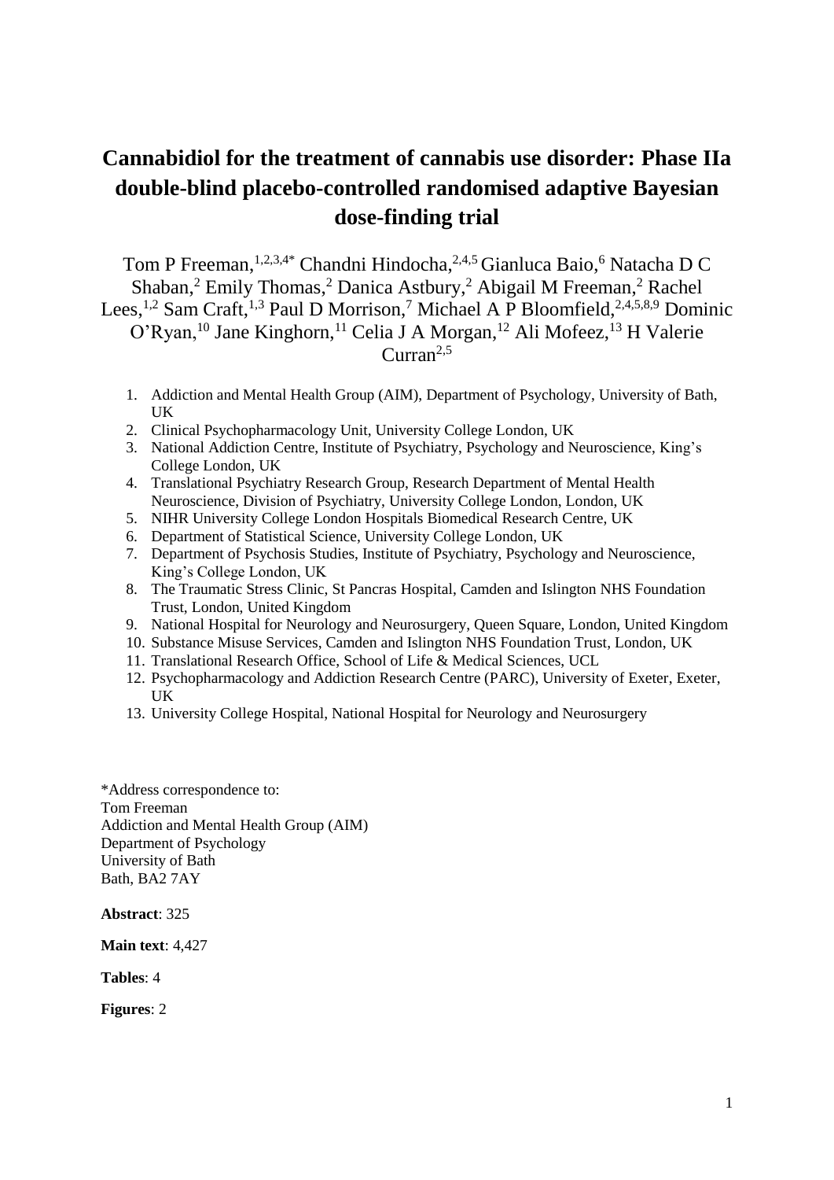# Cannabidiol for the treatment of cannabis use disorder: Phase IIa double-blind placebo-controlled randomised adaptive Bayesian dose-finding trial

Tom P Freeman,[1,2,3,4*] Chandni Hindocha,[2,4,5] Gianluca Baio,[6] Natacha D C Shaban,[2] Emily Thomas,[2] Danica Astbury,[2] Abigail M Freeman,[2] Rachel Lees,[1,2] Sam Craft,[1,3] Paul D Morrison,[7] Michael A P Bloomfield,[2,4,5,8,9] Dominic O'Ryan,[10] Jane Kinghorn,[11] Celia J A Morgan,[12] Ali Mofeez,[13] H Valerie Curran[2,5]

1. Addiction and Mental Health Group (AIM), Department of Psychology, University of Bath, UK
2. Clinical Psychopharmacology Unit, University College London, UK
3. National Addiction Centre, Institute of Psychiatry, Psychology and Neuroscience, King's College London, UK
4. Translational Psychiatry Research Group, Research Department of Mental Health Neuroscience, Division of Psychiatry, University College London, London, UK
5. NIHR University College London Hospitals Biomedical Research Centre, UK
6. Department of Statistical Science, University College London, UK
7. Department of Psychosis Studies, Institute of Psychiatry, Psychology and Neuroscience, King's College London, UK
8. The Traumatic Stress Clinic, St Pancras Hospital, Camden and Islington NHS Foundation Trust, London, United Kingdom
9. National Hospital for Neurology and Neurosurgery, Queen Square, London, United Kingdom
10. Substance Misuse Services, Camden and Islington NHS Foundation Trust, London, UK
11. Translational Research Office, School of Life & Medical Sciences, UCL
12. Psychopharmacology and Addiction Research Centre (PARC), University of Exeter, Exeter, UK
13. University College Hospital, National Hospital for Neurology and Neurosurgery

*Address correspondence to:
Tom Freeman
Addiction and Mental Health Group (AIM)
Department of Psychology
University of Bath
Bath, BA2 7AY

**Abstract**: 325

**Main text**: 4,427

**Tables**: 4

**Figures**: 2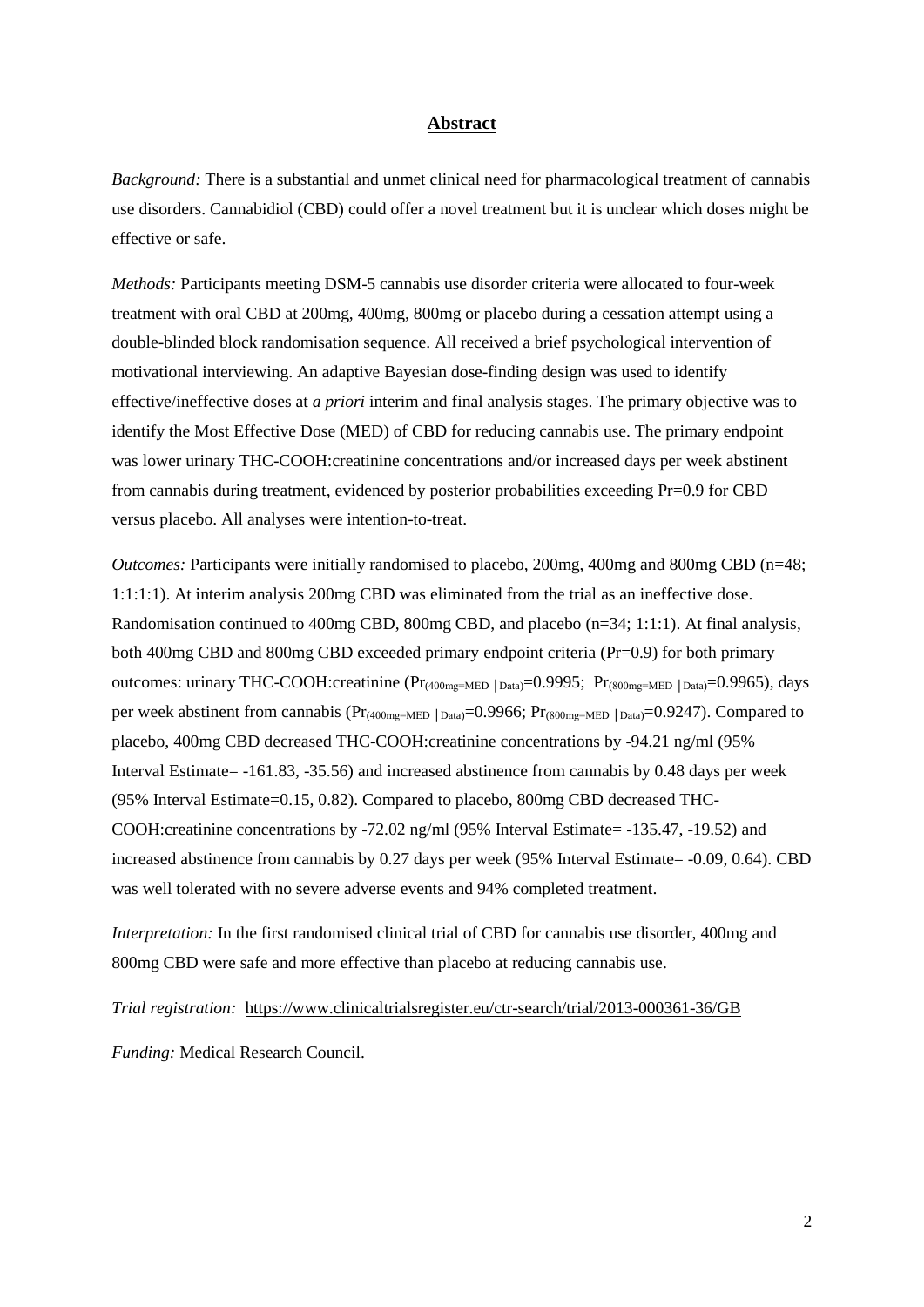## Abstract

*Background:* There is a substantial and unmet clinical need for pharmacological treatment of cannabis use disorders. Cannabidiol (CBD) could offer a novel treatment but it is unclear which doses might be effective or safe.

*Methods:* Participants meeting DSM-5 cannabis use disorder criteria were allocated to four-week treatment with oral CBD at 200mg, 400mg, 800mg or placebo during a cessation attempt using a double-blinded block randomisation sequence. All received a brief psychological intervention of motivational interviewing. An adaptive Bayesian dose-finding design was used to identify effective/ineffective doses at *a priori* interim and final analysis stages. The primary objective was to identify the Most Effective Dose (MED) of CBD for reducing cannabis use. The primary endpoint was lower urinary THC-COOH:creatinine concentrations and/or increased days per week abstinent from cannabis during treatment, evidenced by posterior probabilities exceeding Pr=0.9 for CBD versus placebo. All analyses were intention-to-treat.

*Outcomes:* Participants were initially randomised to placebo, 200mg, 400mg and 800mg CBD (n=48; 1:1:1:1). At interim analysis 200mg CBD was eliminated from the trial as an ineffective dose. Randomisation continued to 400mg CBD, 800mg CBD, and placebo (n=34; 1:1:1). At final analysis, both 400mg CBD and 800mg CBD exceeded primary endpoint criteria (Pr=0.9) for both primary outcomes: urinary THC-COOH:creatinine ($Pr_{(400mg=MED \mid Data)}$=0.9995; $Pr_{(800mg=MED \mid Data)}$=0.9965), days per week abstinent from cannabis ($Pr_{(400mg=MED \mid Data)}$=0.9966; $Pr_{(800mg=MED \mid Data)}$=0.9247). Compared to placebo, 400mg CBD decreased THC-COOH:creatinine concentrations by -94.21 ng/ml (95% Interval Estimate= -161.83, -35.56) and increased abstinence from cannabis by 0.48 days per week (95% Interval Estimate=0.15, 0.82). Compared to placebo, 800mg CBD decreased THC-COOH:creatinine concentrations by -72.02 ng/ml (95% Interval Estimate= -135.47, -19.52) and increased abstinence from cannabis by 0.27 days per week (95% Interval Estimate= -0.09, 0.64). CBD was well tolerated with no severe adverse events and 94% completed treatment.

*Interpretation:* In the first randomised clinical trial of CBD for cannabis use disorder, 400mg and 800mg CBD were safe and more effective than placebo at reducing cannabis use.

*Trial registration:* https://www.clinicaltrialsregister.eu/ctr-search/trial/2013-000361-36/GB

*Funding:* Medical Research Council.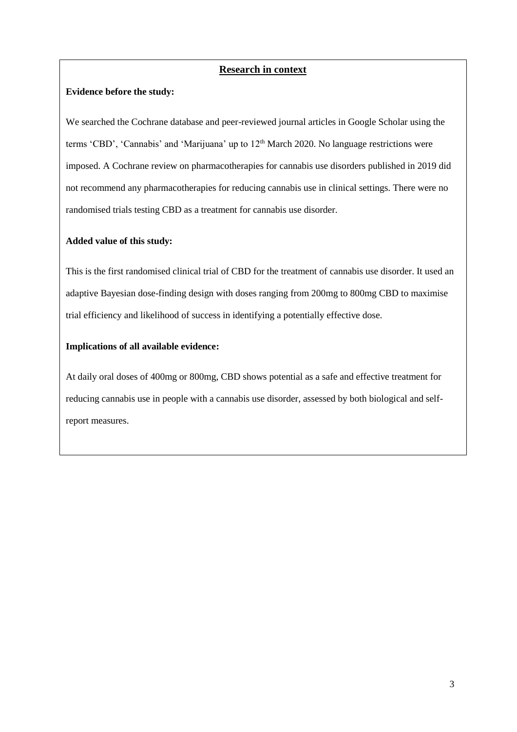## Research in context

**Evidence before the study:**

We searched the Cochrane database and peer-reviewed journal articles in Google Scholar using the terms 'CBD', 'Cannabis' and 'Marijuana' up to 12th March 2020. No language restrictions were imposed. A Cochrane review on pharmacotherapies for cannabis use disorders published in 2019 did not recommend any pharmacotherapies for reducing cannabis use in clinical settings. There were no randomised trials testing CBD as a treatment for cannabis use disorder.

**Added value of this study:**

This is the first randomised clinical trial of CBD for the treatment of cannabis use disorder. It used an adaptive Bayesian dose-finding design with doses ranging from 200mg to 800mg CBD to maximise trial efficiency and likelihood of success in identifying a potentially effective dose.

**Implications of all available evidence:**

At daily oral doses of 400mg or 800mg, CBD shows potential as a safe and effective treatment for reducing cannabis use in people with a cannabis use disorder, assessed by both biological and self-report measures.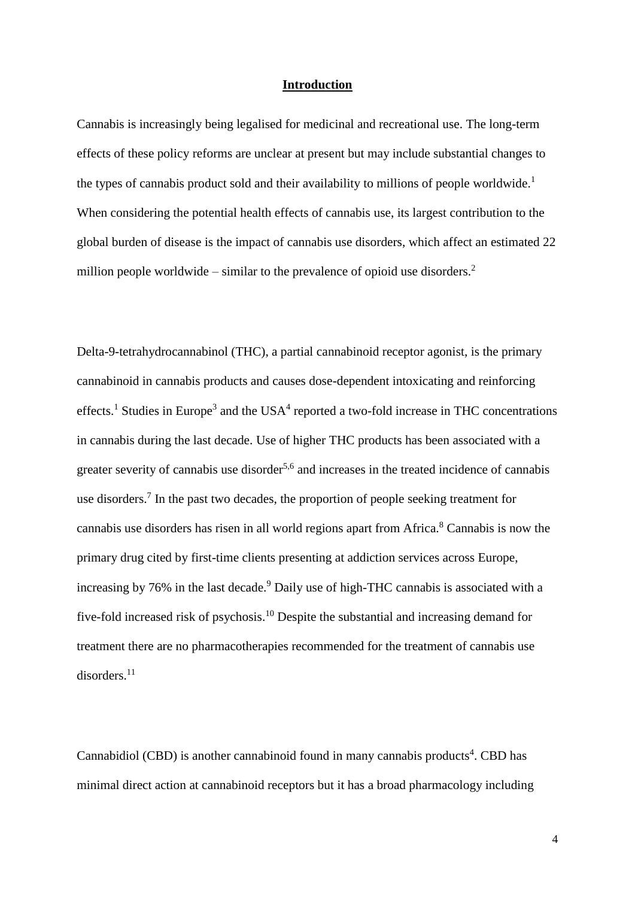## Introduction

Cannabis is increasingly being legalised for medicinal and recreational use. The long-term effects of these policy reforms are unclear at present but may include substantial changes to the types of cannabis product sold and their availability to millions of people worldwide.[1] When considering the potential health effects of cannabis use, its largest contribution to the global burden of disease is the impact of cannabis use disorders, which affect an estimated 22 million people worldwide – similar to the prevalence of opioid use disorders.[2]

Delta-9-tetrahydrocannabinol (THC), a partial cannabinoid receptor agonist, is the primary cannabinoid in cannabis products and causes dose-dependent intoxicating and reinforcing effects.[1] Studies in Europe[3] and the USA[4] reported a two-fold increase in THC concentrations in cannabis during the last decade. Use of higher THC products has been associated with a greater severity of cannabis use disorder[5,6] and increases in the treated incidence of cannabis use disorders.[7] In the past two decades, the proportion of people seeking treatment for cannabis use disorders has risen in all world regions apart from Africa.[8] Cannabis is now the primary drug cited by first-time clients presenting at addiction services across Europe, increasing by 76% in the last decade.[9] Daily use of high-THC cannabis is associated with a five-fold increased risk of psychosis.[10] Despite the substantial and increasing demand for treatment there are no pharmacotherapies recommended for the treatment of cannabis use disorders.[11]

Cannabidiol (CBD) is another cannabinoid found in many cannabis products[4]. CBD has minimal direct action at cannabinoid receptors but it has a broad pharmacology including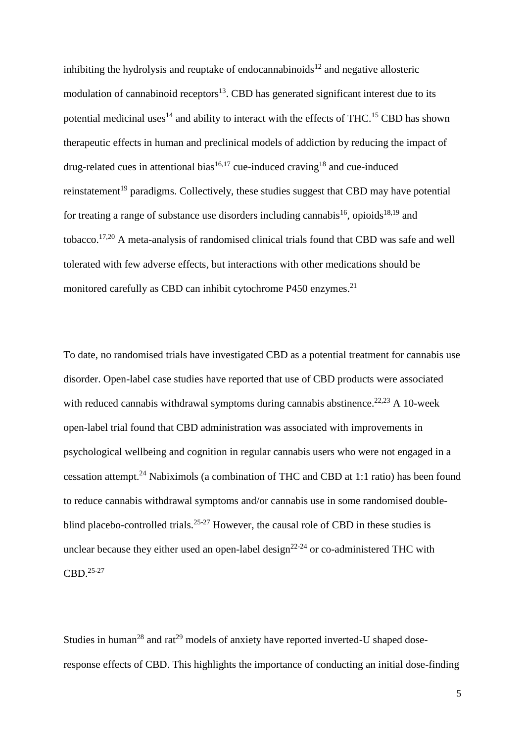inhibiting the hydrolysis and reuptake of endocannabinoids[12] and negative allosteric modulation of cannabinoid receptors[13]. CBD has generated significant interest due to its potential medicinal uses[14] and ability to interact with the effects of THC.[15] CBD has shown therapeutic effects in human and preclinical models of addiction by reducing the impact of drug-related cues in attentional bias[16,17] cue-induced craving[18] and cue-induced reinstatement[19] paradigms. Collectively, these studies suggest that CBD may have potential for treating a range of substance use disorders including cannabis[16], opioids[18,19] and tobacco.[17,20] A meta-analysis of randomised clinical trials found that CBD was safe and well tolerated with few adverse effects, but interactions with other medications should be monitored carefully as CBD can inhibit cytochrome P450 enzymes.[21]

To date, no randomised trials have investigated CBD as a potential treatment for cannabis use disorder. Open-label case studies have reported that use of CBD products were associated with reduced cannabis withdrawal symptoms during cannabis abstinence.[22,23] A 10-week open-label trial found that CBD administration was associated with improvements in psychological wellbeing and cognition in regular cannabis users who were not engaged in a cessation attempt.[24] Nabiximols (a combination of THC and CBD at 1:1 ratio) has been found to reduce cannabis withdrawal symptoms and/or cannabis use in some randomised double-blind placebo-controlled trials.[25-27] However, the causal role of CBD in these studies is unclear because they either used an open-label design[22-24] or co-administered THC with CBD.[25-27]

Studies in human[28] and rat[29] models of anxiety have reported inverted-U shaped dose-response effects of CBD. This highlights the importance of conducting an initial dose-finding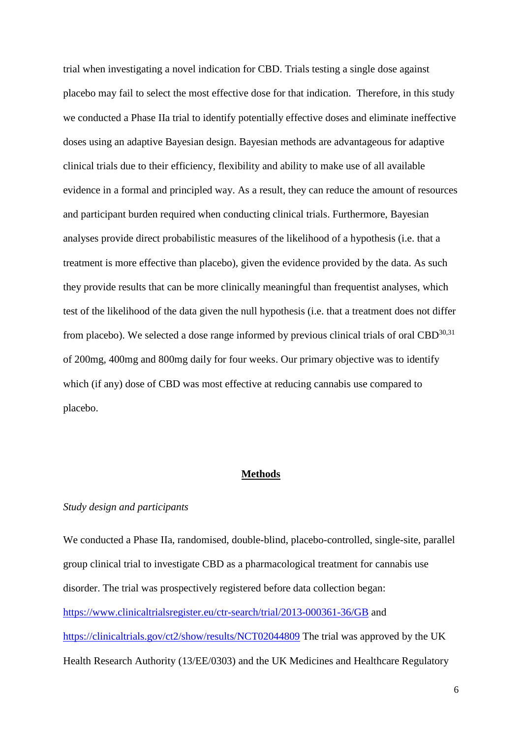trial when investigating a novel indication for CBD. Trials testing a single dose against placebo may fail to select the most effective dose for that indication. Therefore, in this study we conducted a Phase IIa trial to identify potentially effective doses and eliminate ineffective doses using an adaptive Bayesian design. Bayesian methods are advantageous for adaptive clinical trials due to their efficiency, flexibility and ability to make use of all available evidence in a formal and principled way. As a result, they can reduce the amount of resources and participant burden required when conducting clinical trials. Furthermore, Bayesian analyses provide direct probabilistic measures of the likelihood of a hypothesis (i.e. that a treatment is more effective than placebo), given the evidence provided by the data. As such they provide results that can be more clinically meaningful than frequentist analyses, which test of the likelihood of the data given the null hypothesis (i.e. that a treatment does not differ from placebo). We selected a dose range informed by previous clinical trials of oral CBD[30,31] of 200mg, 400mg and 800mg daily for four weeks. Our primary objective was to identify which (if any) dose of CBD was most effective at reducing cannabis use compared to placebo.

## Methods

*Study design and participants*

We conducted a Phase IIa, randomised, double-blind, placebo-controlled, single-site, parallel group clinical trial to investigate CBD as a pharmacological treatment for cannabis use disorder. The trial was prospectively registered before data collection began: https://www.clinicaltrialsregister.eu/ctr-search/trial/2013-000361-36/GB and https://clinicaltrials.gov/ct2/show/results/NCT02044809 The trial was approved by the UK Health Research Authority (13/EE/0303) and the UK Medicines and Healthcare Regulatory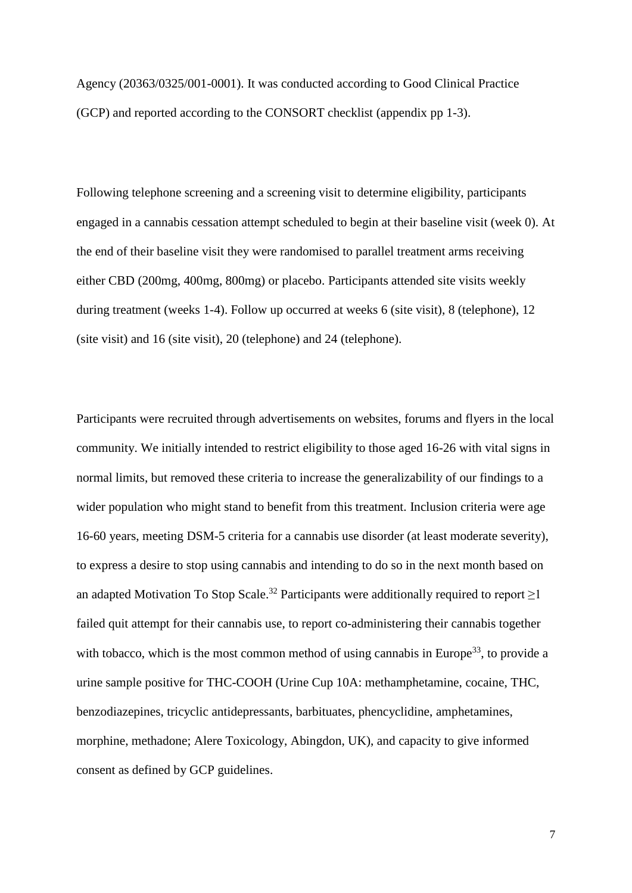Agency (20363/0325/001-0001). It was conducted according to Good Clinical Practice (GCP) and reported according to the CONSORT checklist (appendix pp 1-3).

Following telephone screening and a screening visit to determine eligibility, participants engaged in a cannabis cessation attempt scheduled to begin at their baseline visit (week 0). At the end of their baseline visit they were randomised to parallel treatment arms receiving either CBD (200mg, 400mg, 800mg) or placebo. Participants attended site visits weekly during treatment (weeks 1-4). Follow up occurred at weeks 6 (site visit), 8 (telephone), 12 (site visit) and 16 (site visit), 20 (telephone) and 24 (telephone).

Participants were recruited through advertisements on websites, forums and flyers in the local community. We initially intended to restrict eligibility to those aged 16-26 with vital signs in normal limits, but removed these criteria to increase the generalizability of our findings to a wider population who might stand to benefit from this treatment. Inclusion criteria were age 16-60 years, meeting DSM-5 criteria for a cannabis use disorder (at least moderate severity), to express a desire to stop using cannabis and intending to do so in the next month based on an adapted Motivation To Stop Scale.[32] Participants were additionally required to report ≥1 failed quit attempt for their cannabis use, to report co-administering their cannabis together with tobacco, which is the most common method of using cannabis in Europe[33], to provide a urine sample positive for THC-COOH (Urine Cup 10A: methamphetamine, cocaine, THC, benzodiazepines, tricyclic antidepressants, barbituates, phencyclidine, amphetamines, morphine, methadone; Alere Toxicology, Abingdon, UK), and capacity to give informed consent as defined by GCP guidelines.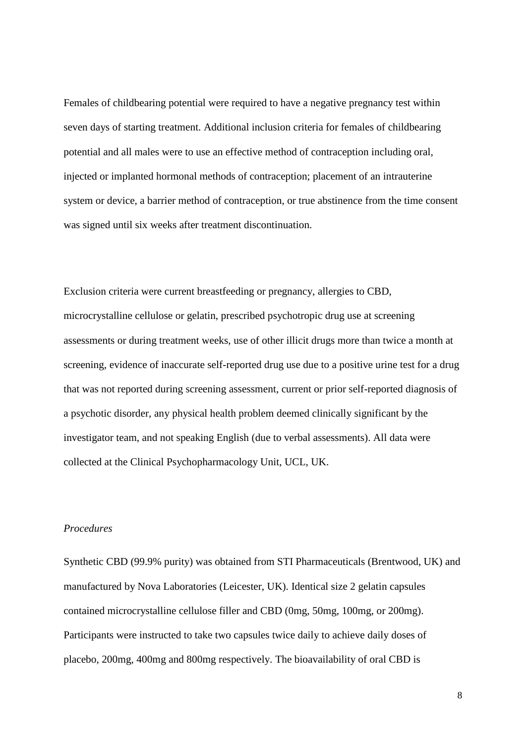Females of childbearing potential were required to have a negative pregnancy test within seven days of starting treatment. Additional inclusion criteria for females of childbearing potential and all males were to use an effective method of contraception including oral, injected or implanted hormonal methods of contraception; placement of an intrauterine system or device, a barrier method of contraception, or true abstinence from the time consent was signed until six weeks after treatment discontinuation.

Exclusion criteria were current breastfeeding or pregnancy, allergies to CBD, microcrystalline cellulose or gelatin, prescribed psychotropic drug use at screening assessments or during treatment weeks, use of other illicit drugs more than twice a month at screening, evidence of inaccurate self-reported drug use due to a positive urine test for a drug that was not reported during screening assessment, current or prior self-reported diagnosis of a psychotic disorder, any physical health problem deemed clinically significant by the investigator team, and not speaking English (due to verbal assessments). All data were collected at the Clinical Psychopharmacology Unit, UCL, UK.

*Procedures*

Synthetic CBD (99.9% purity) was obtained from STI Pharmaceuticals (Brentwood, UK) and manufactured by Nova Laboratories (Leicester, UK). Identical size 2 gelatin capsules contained microcrystalline cellulose filler and CBD (0mg, 50mg, 100mg, or 200mg). Participants were instructed to take two capsules twice daily to achieve daily doses of placebo, 200mg, 400mg and 800mg respectively. The bioavailability of oral CBD is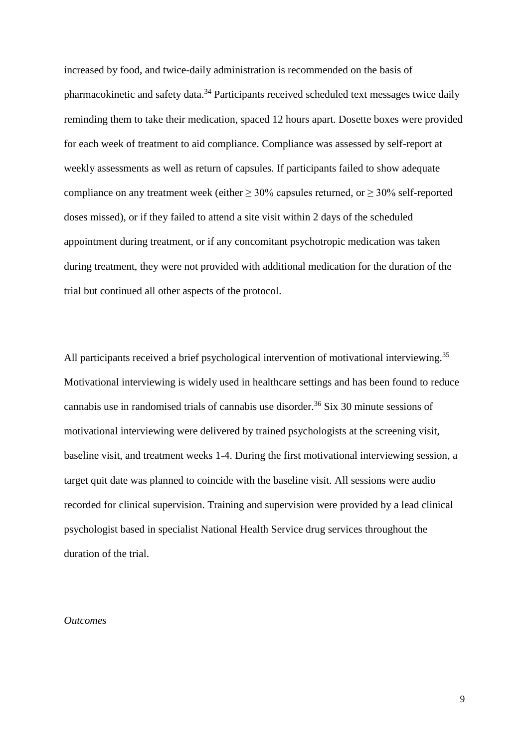increased by food, and twice-daily administration is recommended on the basis of pharmacokinetic and safety data.[34] Participants received scheduled text messages twice daily reminding them to take their medication, spaced 12 hours apart. Dosette boxes were provided for each week of treatment to aid compliance. Compliance was assessed by self-report at weekly assessments as well as return of capsules. If participants failed to show adequate compliance on any treatment week (either ≥ 30% capsules returned, or ≥ 30% self-reported doses missed), or if they failed to attend a site visit within 2 days of the scheduled appointment during treatment, or if any concomitant psychotropic medication was taken during treatment, they were not provided with additional medication for the duration of the trial but continued all other aspects of the protocol.

All participants received a brief psychological intervention of motivational interviewing.[35] Motivational interviewing is widely used in healthcare settings and has been found to reduce cannabis use in randomised trials of cannabis use disorder.[36] Six 30 minute sessions of motivational interviewing were delivered by trained psychologists at the screening visit, baseline visit, and treatment weeks 1-4. During the first motivational interviewing session, a target quit date was planned to coincide with the baseline visit. All sessions were audio recorded for clinical supervision. Training and supervision were provided by a lead clinical psychologist based in specialist National Health Service drug services throughout the duration of the trial.

*Outcomes*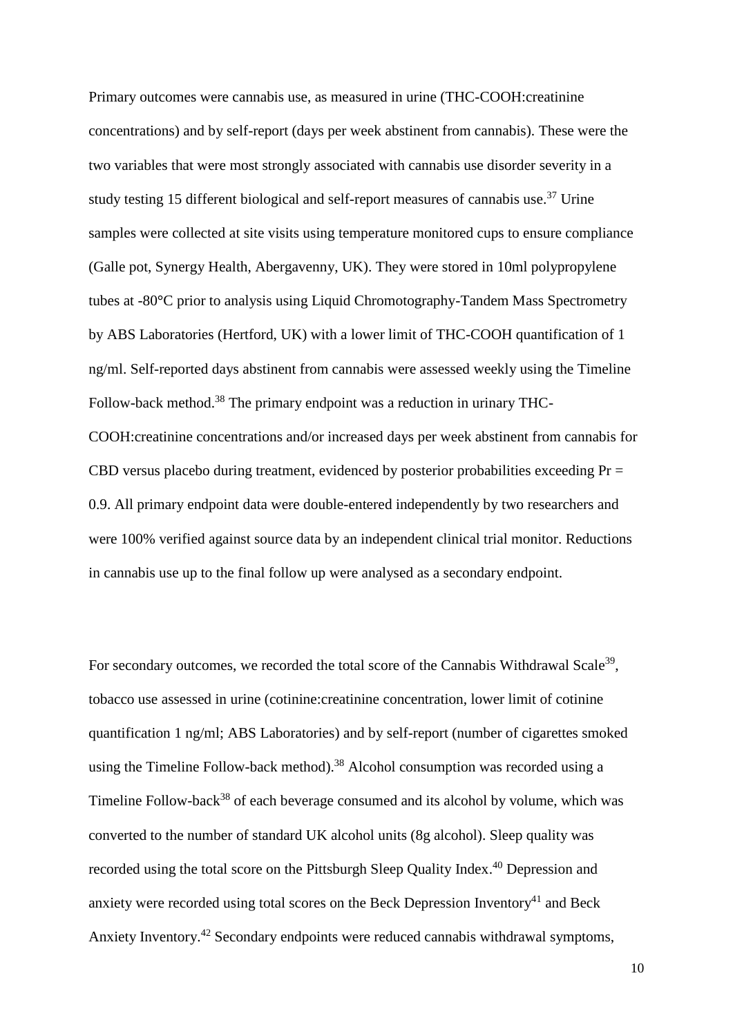Primary outcomes were cannabis use, as measured in urine (THC-COOH:creatinine concentrations) and by self-report (days per week abstinent from cannabis). These were the two variables that were most strongly associated with cannabis use disorder severity in a study testing 15 different biological and self-report measures of cannabis use.[37] Urine samples were collected at site visits using temperature monitored cups to ensure compliance (Galle pot, Synergy Health, Abergavenny, UK). They were stored in 10ml polypropylene tubes at -80°C prior to analysis using Liquid Chromotography-Tandem Mass Spectrometry by ABS Laboratories (Hertford, UK) with a lower limit of THC-COOH quantification of 1 ng/ml. Self-reported days abstinent from cannabis were assessed weekly using the Timeline Follow-back method.[38] The primary endpoint was a reduction in urinary THC-COOH:creatinine concentrations and/or increased days per week abstinent from cannabis for CBD versus placebo during treatment, evidenced by posterior probabilities exceeding Pr = 0.9. All primary endpoint data were double-entered independently by two researchers and were 100% verified against source data by an independent clinical trial monitor. Reductions in cannabis use up to the final follow up were analysed as a secondary endpoint.

For secondary outcomes, we recorded the total score of the Cannabis Withdrawal Scale[39], tobacco use assessed in urine (cotinine:creatinine concentration, lower limit of cotinine quantification 1 ng/ml; ABS Laboratories) and by self-report (number of cigarettes smoked using the Timeline Follow-back method).[38] Alcohol consumption was recorded using a Timeline Follow-back[38] of each beverage consumed and its alcohol by volume, which was converted to the number of standard UK alcohol units (8g alcohol). Sleep quality was recorded using the total score on the Pittsburgh Sleep Quality Index.[40] Depression and anxiety were recorded using total scores on the Beck Depression Inventory[41] and Beck Anxiety Inventory.[42] Secondary endpoints were reduced cannabis withdrawal symptoms,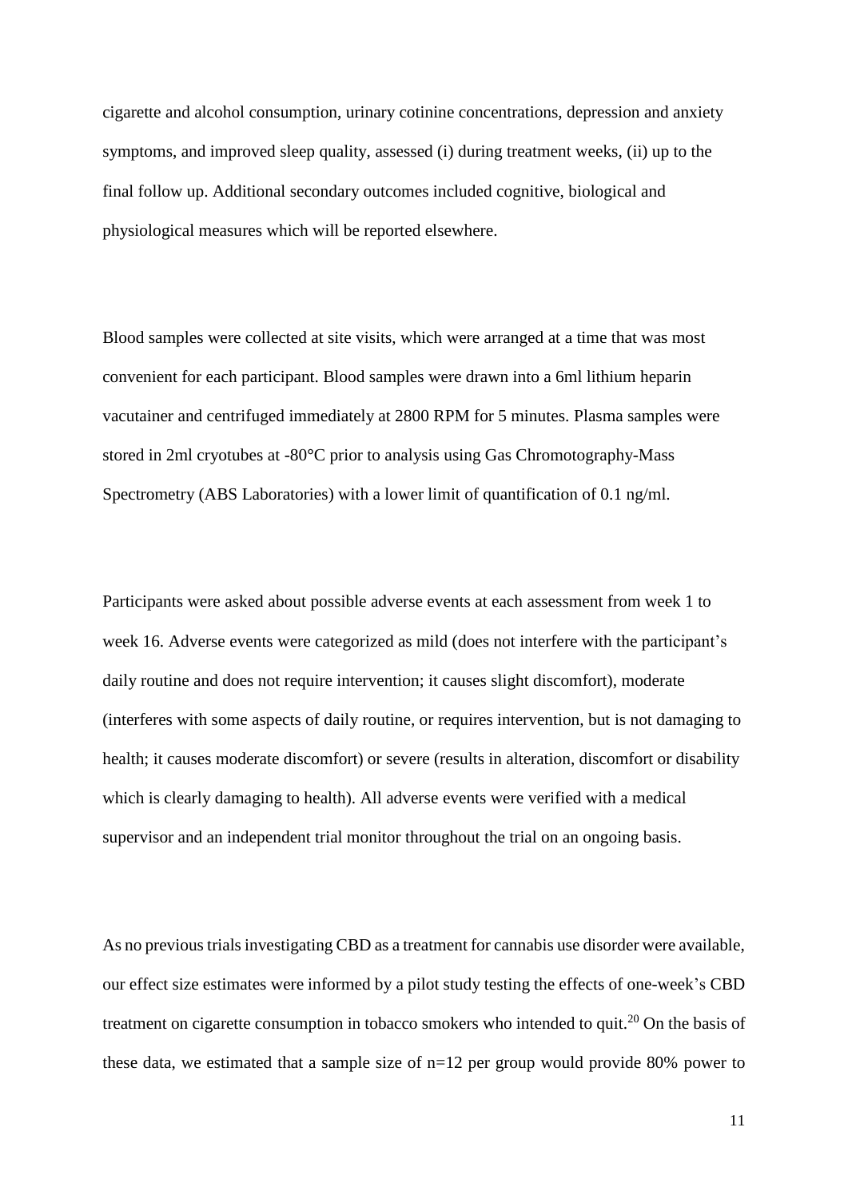cigarette and alcohol consumption, urinary cotinine concentrations, depression and anxiety symptoms, and improved sleep quality, assessed (i) during treatment weeks, (ii) up to the final follow up. Additional secondary outcomes included cognitive, biological and physiological measures which will be reported elsewhere.

Blood samples were collected at site visits, which were arranged at a time that was most convenient for each participant. Blood samples were drawn into a 6ml lithium heparin vacutainer and centrifuged immediately at 2800 RPM for 5 minutes. Plasma samples were stored in 2ml cryotubes at -80°C prior to analysis using Gas Chromotography-Mass Spectrometry (ABS Laboratories) with a lower limit of quantification of 0.1 ng/ml.

Participants were asked about possible adverse events at each assessment from week 1 to week 16. Adverse events were categorized as mild (does not interfere with the participant's daily routine and does not require intervention; it causes slight discomfort), moderate (interferes with some aspects of daily routine, or requires intervention, but is not damaging to health; it causes moderate discomfort) or severe (results in alteration, discomfort or disability which is clearly damaging to health). All adverse events were verified with a medical supervisor and an independent trial monitor throughout the trial on an ongoing basis.

As no previous trials investigating CBD as a treatment for cannabis use disorder were available, our effect size estimates were informed by a pilot study testing the effects of one-week's CBD treatment on cigarette consumption in tobacco smokers who intended to quit.[20] On the basis of these data, we estimated that a sample size of n=12 per group would provide 80% power to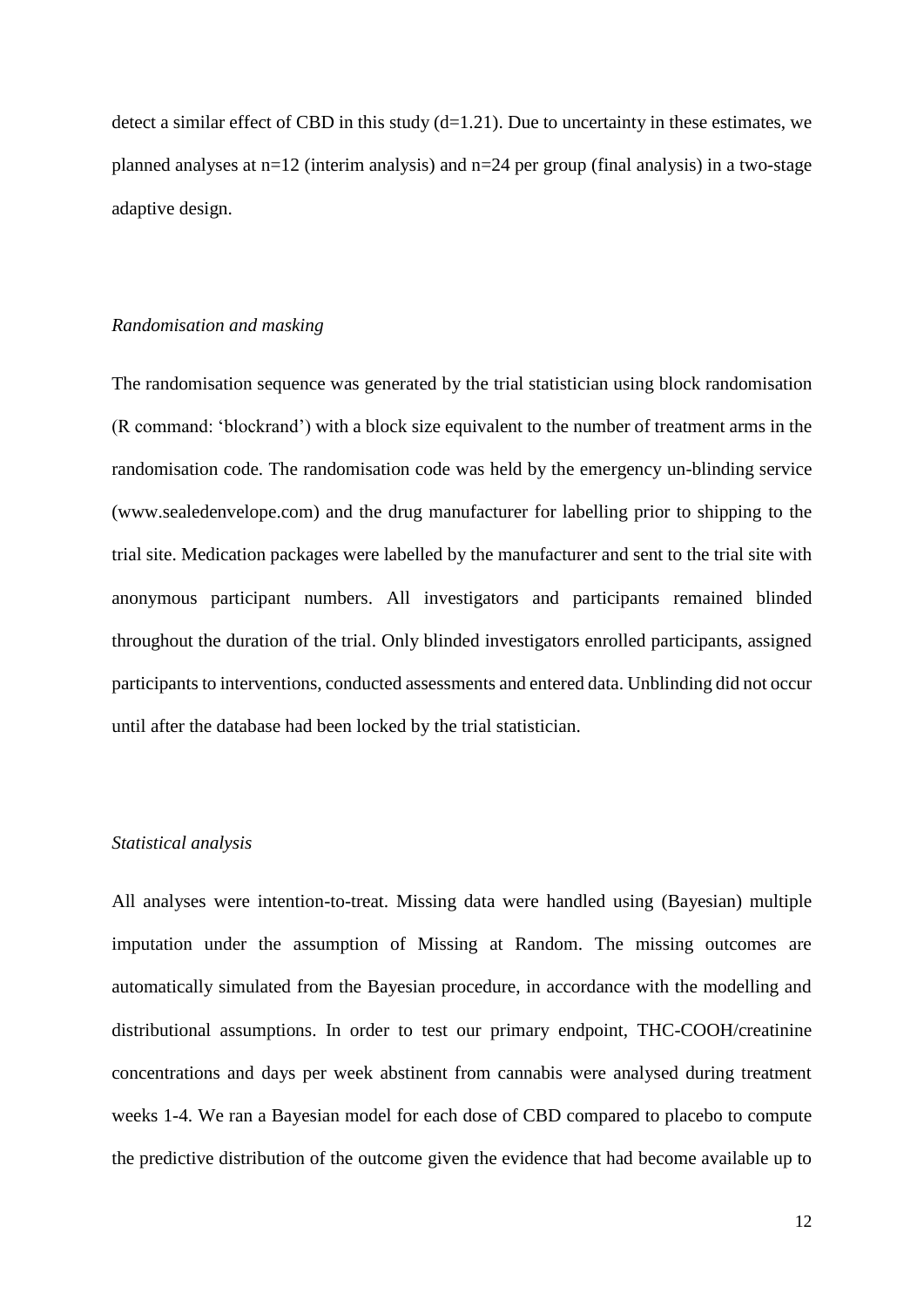detect a similar effect of CBD in this study (d=1.21). Due to uncertainty in these estimates, we planned analyses at n=12 (interim analysis) and n=24 per group (final analysis) in a two-stage adaptive design.

*Randomisation and masking*

The randomisation sequence was generated by the trial statistician using block randomisation (R command: 'blockrand') with a block size equivalent to the number of treatment arms in the randomisation code. The randomisation code was held by the emergency un-blinding service (www.sealedenvelope.com) and the drug manufacturer for labelling prior to shipping to the trial site. Medication packages were labelled by the manufacturer and sent to the trial site with anonymous participant numbers. All investigators and participants remained blinded throughout the duration of the trial. Only blinded investigators enrolled participants, assigned participants to interventions, conducted assessments and entered data. Unblinding did not occur until after the database had been locked by the trial statistician.

*Statistical analysis*

All analyses were intention-to-treat. Missing data were handled using (Bayesian) multiple imputation under the assumption of Missing at Random. The missing outcomes are automatically simulated from the Bayesian procedure, in accordance with the modelling and distributional assumptions. In order to test our primary endpoint, THC-COOH/creatinine concentrations and days per week abstinent from cannabis were analysed during treatment weeks 1-4. We ran a Bayesian model for each dose of CBD compared to placebo to compute the predictive distribution of the outcome given the evidence that had become available up to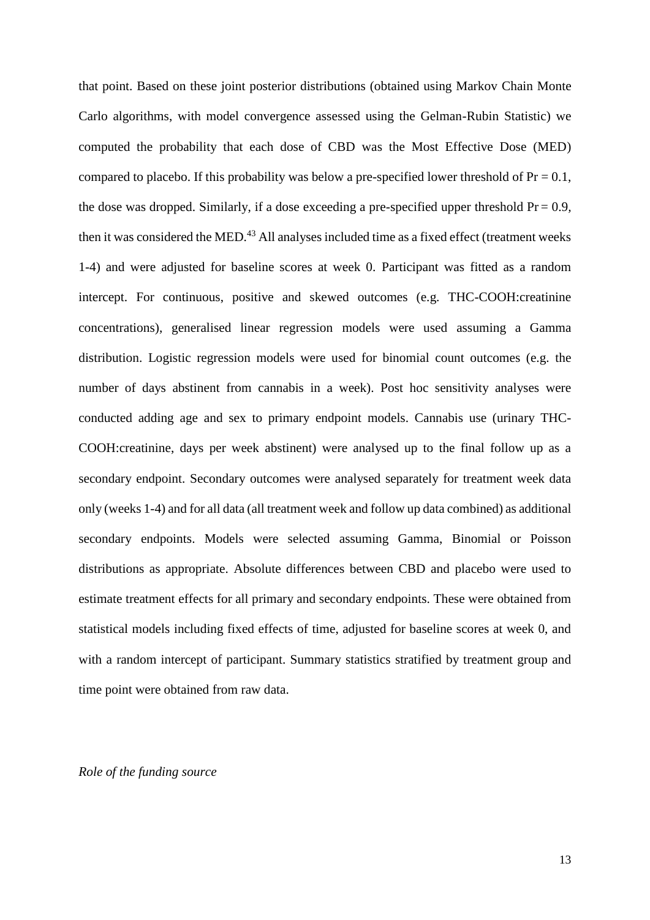that point. Based on these joint posterior distributions (obtained using Markov Chain Monte Carlo algorithms, with model convergence assessed using the Gelman-Rubin Statistic) we computed the probability that each dose of CBD was the Most Effective Dose (MED) compared to placebo. If this probability was below a pre-specified lower threshold of $Pr = 0.1$, the dose was dropped. Similarly, if a dose exceeding a pre-specified upper threshold $Pr = 0.9$, then it was considered the MED.[43] All analyses included time as a fixed effect (treatment weeks 1-4) and were adjusted for baseline scores at week 0. Participant was fitted as a random intercept. For continuous, positive and skewed outcomes (e.g. THC-COOH:creatinine concentrations), generalised linear regression models were used assuming a Gamma distribution. Logistic regression models were used for binomial count outcomes (e.g. the number of days abstinent from cannabis in a week). Post hoc sensitivity analyses were conducted adding age and sex to primary endpoint models. Cannabis use (urinary THC-COOH:creatinine, days per week abstinent) were analysed up to the final follow up as a secondary endpoint. Secondary outcomes were analysed separately for treatment week data only (weeks 1-4) and for all data (all treatment week and follow up data combined) as additional secondary endpoints. Models were selected assuming Gamma, Binomial or Poisson distributions as appropriate. Absolute differences between CBD and placebo were used to estimate treatment effects for all primary and secondary endpoints. These were obtained from statistical models including fixed effects of time, adjusted for baseline scores at week 0, and with a random intercept of participant. Summary statistics stratified by treatment group and time point were obtained from raw data.

*Role of the funding source*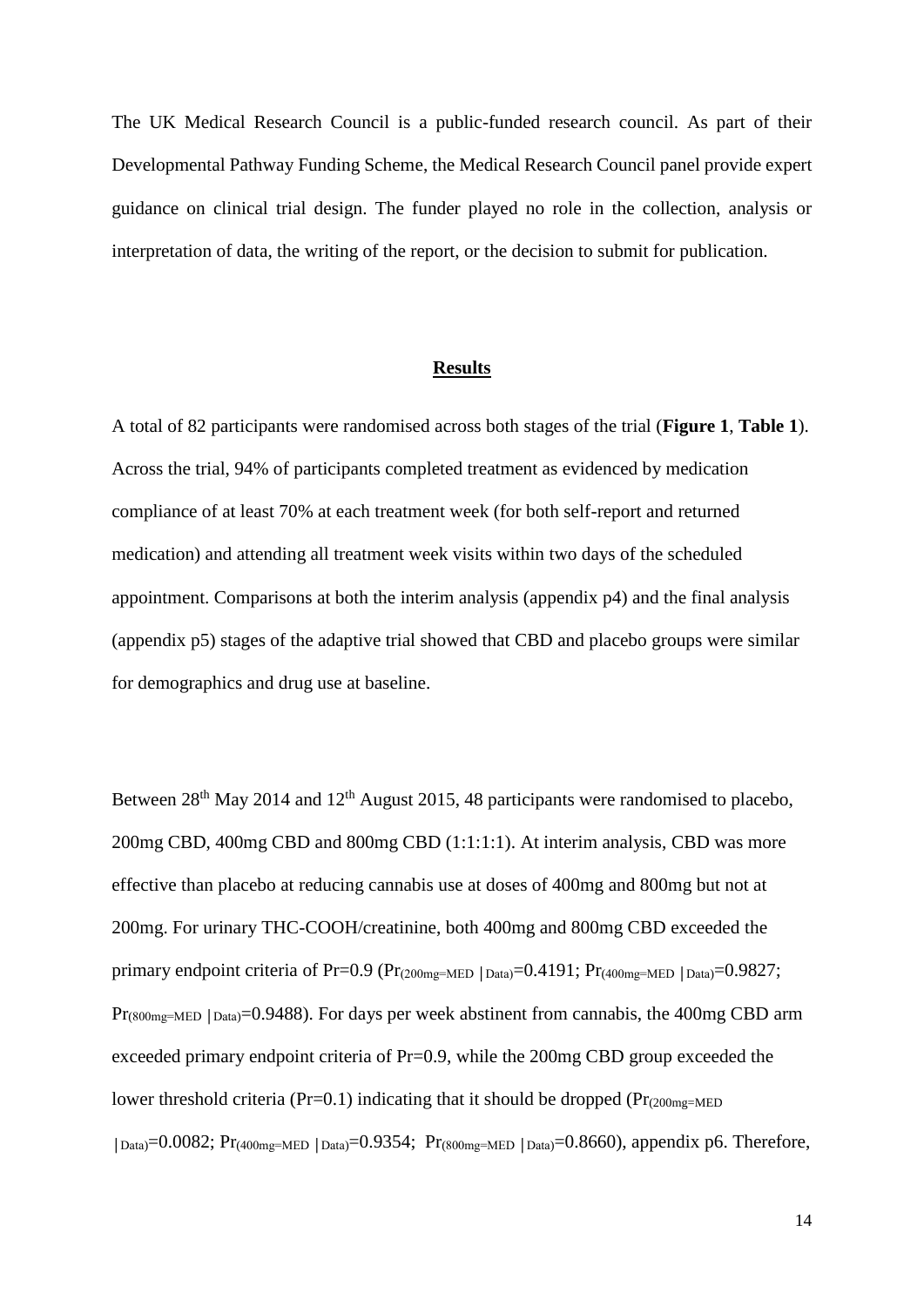The UK Medical Research Council is a public-funded research council. As part of their Developmental Pathway Funding Scheme, the Medical Research Council panel provide expert guidance on clinical trial design. The funder played no role in the collection, analysis or interpretation of data, the writing of the report, or the decision to submit for publication.

## Results

A total of 82 participants were randomised across both stages of the trial (**Figure 1**, **Table 1**). Across the trial, 94% of participants completed treatment as evidenced by medication compliance of at least 70% at each treatment week (for both self-report and returned medication) and attending all treatment week visits within two days of the scheduled appointment. Comparisons at both the interim analysis (appendix p4) and the final analysis (appendix p5) stages of the adaptive trial showed that CBD and placebo groups were similar for demographics and drug use at baseline.

Between 28th May 2014 and 12th August 2015, 48 participants were randomised to placebo, 200mg CBD, 400mg CBD and 800mg CBD (1:1:1:1). At interim analysis, CBD was more effective than placebo at reducing cannabis use at doses of 400mg and 800mg but not at 200mg. For urinary THC-COOH/creatinine, both 400mg and 800mg CBD exceeded the primary endpoint criteria of Pr=0.9 ($Pr_{(200mg=MED\ |\ Data)}$=0.4191; $Pr_{(400mg=MED\ |\ Data)}$=0.9827; $Pr_{(800mg=MED\ |\ Data)}$=0.9488). For days per week abstinent from cannabis, the 400mg CBD arm exceeded primary endpoint criteria of Pr=0.9, while the 200mg CBD group exceeded the lower threshold criteria (Pr=0.1) indicating that it should be dropped ($Pr_{(200mg=MED\ |\ Data)}$=0.0082; $Pr_{(400mg=MED\ |\ Data)}$=0.9354; $Pr_{(800mg=MED\ |\ Data)}$=0.8660), appendix p6. Therefore,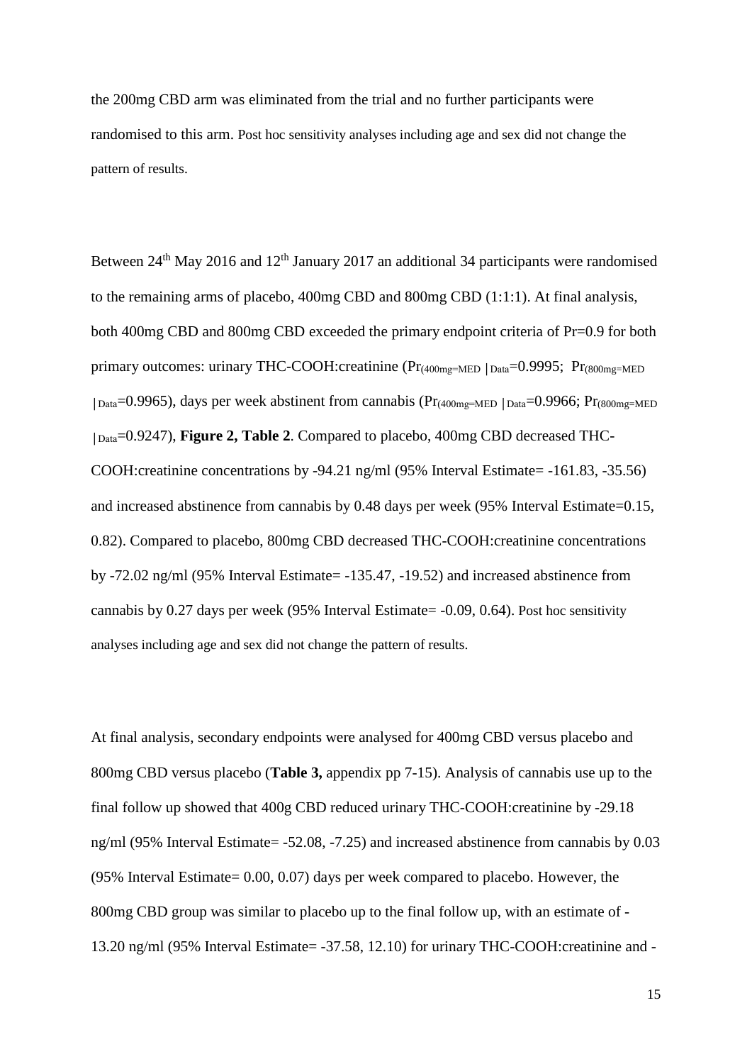the 200mg CBD arm was eliminated from the trial and no further participants were randomised to this arm. Post hoc sensitivity analyses including age and sex did not change the pattern of results.

Between 24th May 2016 and 12th January 2017 an additional 34 participants were randomised to the remaining arms of placebo, 400mg CBD and 800mg CBD (1:1:1). At final analysis, both 400mg CBD and 800mg CBD exceeded the primary endpoint criteria of Pr=0.9 for both primary outcomes: urinary THC-COOH:creatinine ($Pr_{(400mg=MED\ |\ Data}$=0.9995; $Pr_{(800mg=MED\ |\ Data}$=0.9965), days per week abstinent from cannabis ($Pr_{(400mg=MED\ |\ Data}$=0.9966; $Pr_{(800mg=MED\ |\ Data}$=0.9247), **Figure 2, Table 2**. Compared to placebo, 400mg CBD decreased THC-COOH:creatinine concentrations by -94.21 ng/ml (95% Interval Estimate= -161.83, -35.56) and increased abstinence from cannabis by 0.48 days per week (95% Interval Estimate=0.15, 0.82). Compared to placebo, 800mg CBD decreased THC-COOH:creatinine concentrations by -72.02 ng/ml (95% Interval Estimate= -135.47, -19.52) and increased abstinence from cannabis by 0.27 days per week (95% Interval Estimate= -0.09, 0.64). Post hoc sensitivity analyses including age and sex did not change the pattern of results.

At final analysis, secondary endpoints were analysed for 400mg CBD versus placebo and 800mg CBD versus placebo (**Table 3,** appendix pp 7-15). Analysis of cannabis use up to the final follow up showed that 400g CBD reduced urinary THC-COOH:creatinine by -29.18 ng/ml (95% Interval Estimate= -52.08, -7.25) and increased abstinence from cannabis by 0.03 (95% Interval Estimate= 0.00, 0.07) days per week compared to placebo. However, the 800mg CBD group was similar to placebo up to the final follow up, with an estimate of -13.20 ng/ml (95% Interval Estimate= -37.58, 12.10) for urinary THC-COOH:creatinine and -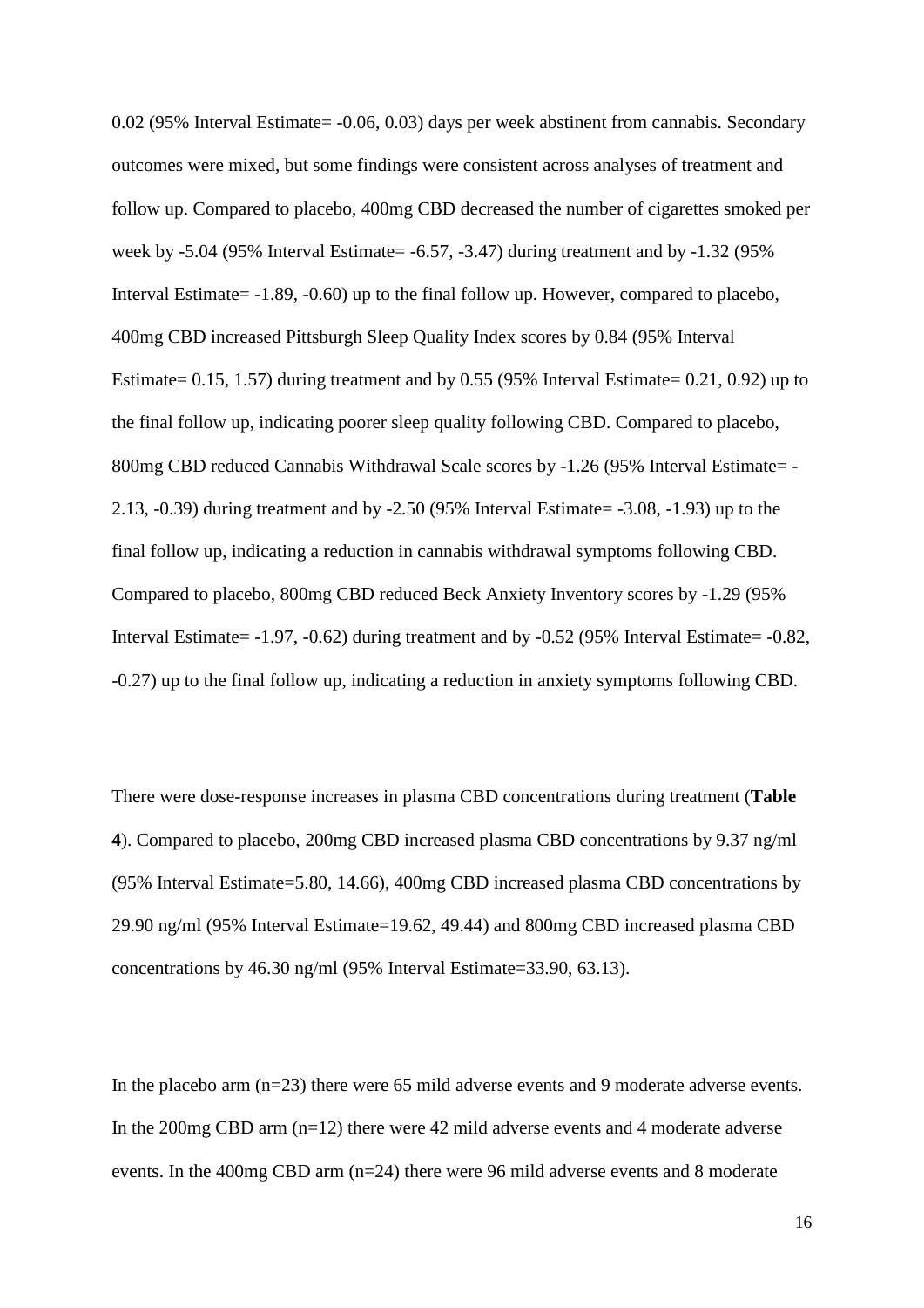0.02 (95% Interval Estimate= -0.06, 0.03) days per week abstinent from cannabis. Secondary outcomes were mixed, but some findings were consistent across analyses of treatment and follow up. Compared to placebo, 400mg CBD decreased the number of cigarettes smoked per week by -5.04 (95% Interval Estimate= -6.57, -3.47) during treatment and by -1.32 (95% Interval Estimate= -1.89, -0.60) up to the final follow up. However, compared to placebo, 400mg CBD increased Pittsburgh Sleep Quality Index scores by 0.84 (95% Interval Estimate= 0.15, 1.57) during treatment and by 0.55 (95% Interval Estimate= 0.21, 0.92) up to the final follow up, indicating poorer sleep quality following CBD. Compared to placebo, 800mg CBD reduced Cannabis Withdrawal Scale scores by -1.26 (95% Interval Estimate= -2.13, -0.39) during treatment and by -2.50 (95% Interval Estimate= -3.08, -1.93) up to the final follow up, indicating a reduction in cannabis withdrawal symptoms following CBD. Compared to placebo, 800mg CBD reduced Beck Anxiety Inventory scores by -1.29 (95% Interval Estimate= -1.97, -0.62) during treatment and by -0.52 (95% Interval Estimate= -0.82, -0.27) up to the final follow up, indicating a reduction in anxiety symptoms following CBD.

There were dose-response increases in plasma CBD concentrations during treatment (**Table 4**). Compared to placebo, 200mg CBD increased plasma CBD concentrations by 9.37 ng/ml (95% Interval Estimate=5.80, 14.66), 400mg CBD increased plasma CBD concentrations by 29.90 ng/ml (95% Interval Estimate=19.62, 49.44) and 800mg CBD increased plasma CBD concentrations by 46.30 ng/ml (95% Interval Estimate=33.90, 63.13).

In the placebo arm (n=23) there were 65 mild adverse events and 9 moderate adverse events. In the 200mg CBD arm (n=12) there were 42 mild adverse events and 4 moderate adverse events. In the 400mg CBD arm (n=24) there were 96 mild adverse events and 8 moderate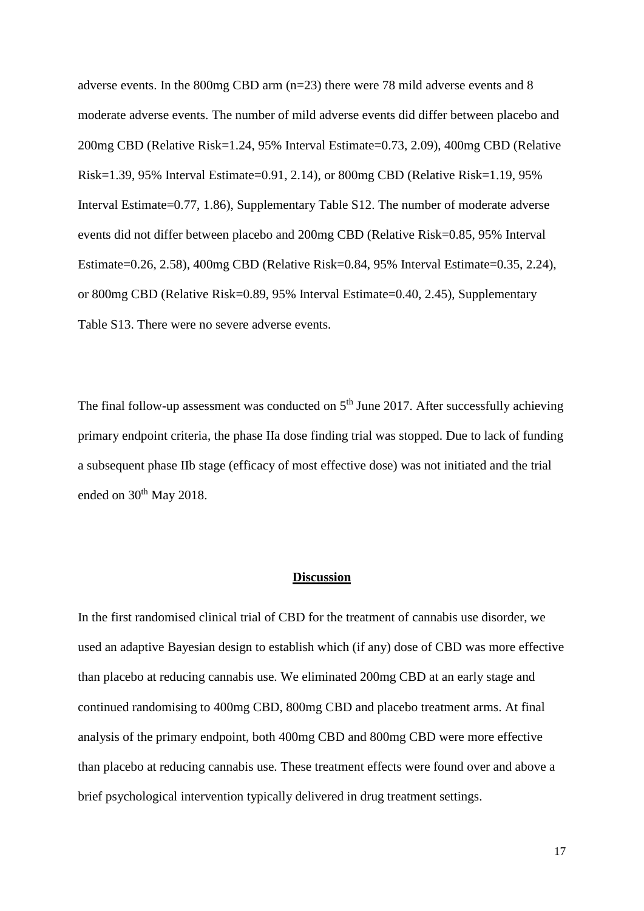adverse events. In the 800mg CBD arm (n=23) there were 78 mild adverse events and 8 moderate adverse events. The number of mild adverse events did differ between placebo and 200mg CBD (Relative Risk=1.24, 95% Interval Estimate=0.73, 2.09), 400mg CBD (Relative Risk=1.39, 95% Interval Estimate=0.91, 2.14), or 800mg CBD (Relative Risk=1.19, 95% Interval Estimate=0.77, 1.86), Supplementary Table S12. The number of moderate adverse events did not differ between placebo and 200mg CBD (Relative Risk=0.85, 95% Interval Estimate=0.26, 2.58), 400mg CBD (Relative Risk=0.84, 95% Interval Estimate=0.35, 2.24), or 800mg CBD (Relative Risk=0.89, 95% Interval Estimate=0.40, 2.45), Supplementary Table S13. There were no severe adverse events.

The final follow-up assessment was conducted on 5th June 2017. After successfully achieving primary endpoint criteria, the phase IIa dose finding trial was stopped. Due to lack of funding a subsequent phase IIb stage (efficacy of most effective dose) was not initiated and the trial ended on 30th May 2018.

## Discussion

In the first randomised clinical trial of CBD for the treatment of cannabis use disorder, we used an adaptive Bayesian design to establish which (if any) dose of CBD was more effective than placebo at reducing cannabis use. We eliminated 200mg CBD at an early stage and continued randomising to 400mg CBD, 800mg CBD and placebo treatment arms. At final analysis of the primary endpoint, both 400mg CBD and 800mg CBD were more effective than placebo at reducing cannabis use. These treatment effects were found over and above a brief psychological intervention typically delivered in drug treatment settings.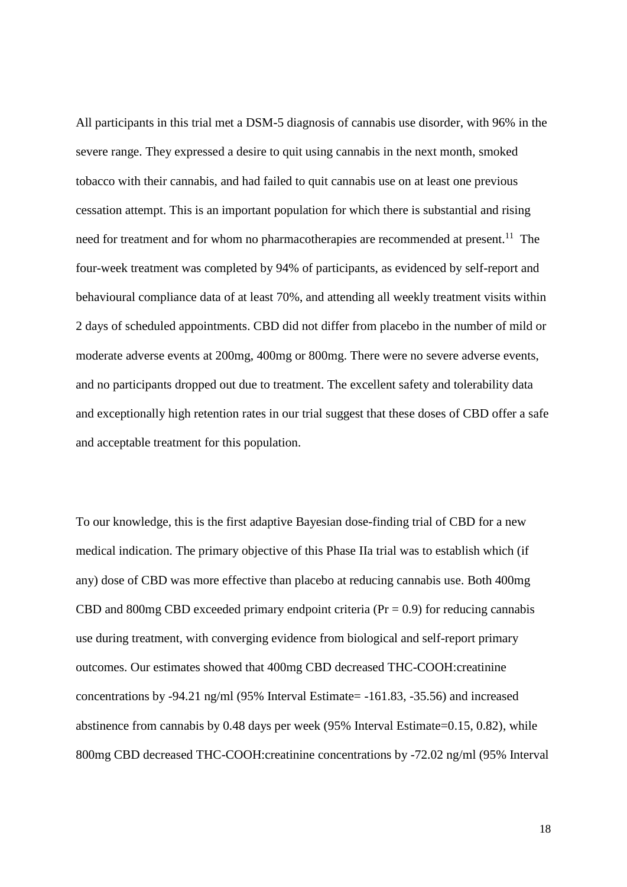All participants in this trial met a DSM-5 diagnosis of cannabis use disorder, with 96% in the severe range. They expressed a desire to quit using cannabis in the next month, smoked tobacco with their cannabis, and had failed to quit cannabis use on at least one previous cessation attempt. This is an important population for which there is substantial and rising need for treatment and for whom no pharmacotherapies are recommended at present.[11] The four-week treatment was completed by 94% of participants, as evidenced by self-report and behavioural compliance data of at least 70%, and attending all weekly treatment visits within 2 days of scheduled appointments. CBD did not differ from placebo in the number of mild or moderate adverse events at 200mg, 400mg or 800mg. There were no severe adverse events, and no participants dropped out due to treatment. The excellent safety and tolerability data and exceptionally high retention rates in our trial suggest that these doses of CBD offer a safe and acceptable treatment for this population.

To our knowledge, this is the first adaptive Bayesian dose-finding trial of CBD for a new medical indication. The primary objective of this Phase IIa trial was to establish which (if any) dose of CBD was more effective than placebo at reducing cannabis use. Both 400mg CBD and 800mg CBD exceeded primary endpoint criteria ($Pr = 0.9$) for reducing cannabis use during treatment, with converging evidence from biological and self-report primary outcomes. Our estimates showed that 400mg CBD decreased THC-COOH:creatinine concentrations by -94.21 ng/ml (95% Interval Estimate= -161.83, -35.56) and increased abstinence from cannabis by 0.48 days per week (95% Interval Estimate=0.15, 0.82), while 800mg CBD decreased THC-COOH:creatinine concentrations by -72.02 ng/ml (95% Interval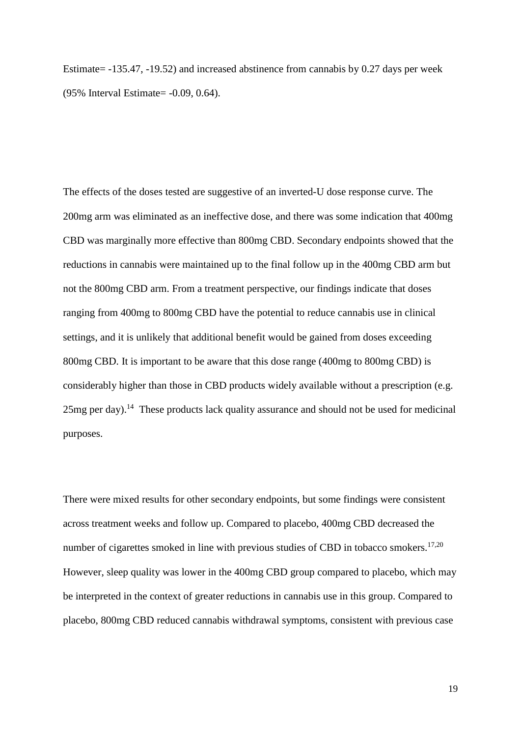Estimate= -135.47, -19.52) and increased abstinence from cannabis by 0.27 days per week (95% Interval Estimate= -0.09, 0.64).

The effects of the doses tested are suggestive of an inverted-U dose response curve. The 200mg arm was eliminated as an ineffective dose, and there was some indication that 400mg CBD was marginally more effective than 800mg CBD. Secondary endpoints showed that the reductions in cannabis were maintained up to the final follow up in the 400mg CBD arm but not the 800mg CBD arm. From a treatment perspective, our findings indicate that doses ranging from 400mg to 800mg CBD have the potential to reduce cannabis use in clinical settings, and it is unlikely that additional benefit would be gained from doses exceeding 800mg CBD. It is important to be aware that this dose range (400mg to 800mg CBD) is considerably higher than those in CBD products widely available without a prescription (e.g. 25mg per day).[14] These products lack quality assurance and should not be used for medicinal purposes.

There were mixed results for other secondary endpoints, but some findings were consistent across treatment weeks and follow up. Compared to placebo, 400mg CBD decreased the number of cigarettes smoked in line with previous studies of CBD in tobacco smokers.[17,20] However, sleep quality was lower in the 400mg CBD group compared to placebo, which may be interpreted in the context of greater reductions in cannabis use in this group. Compared to placebo, 800mg CBD reduced cannabis withdrawal symptoms, consistent with previous case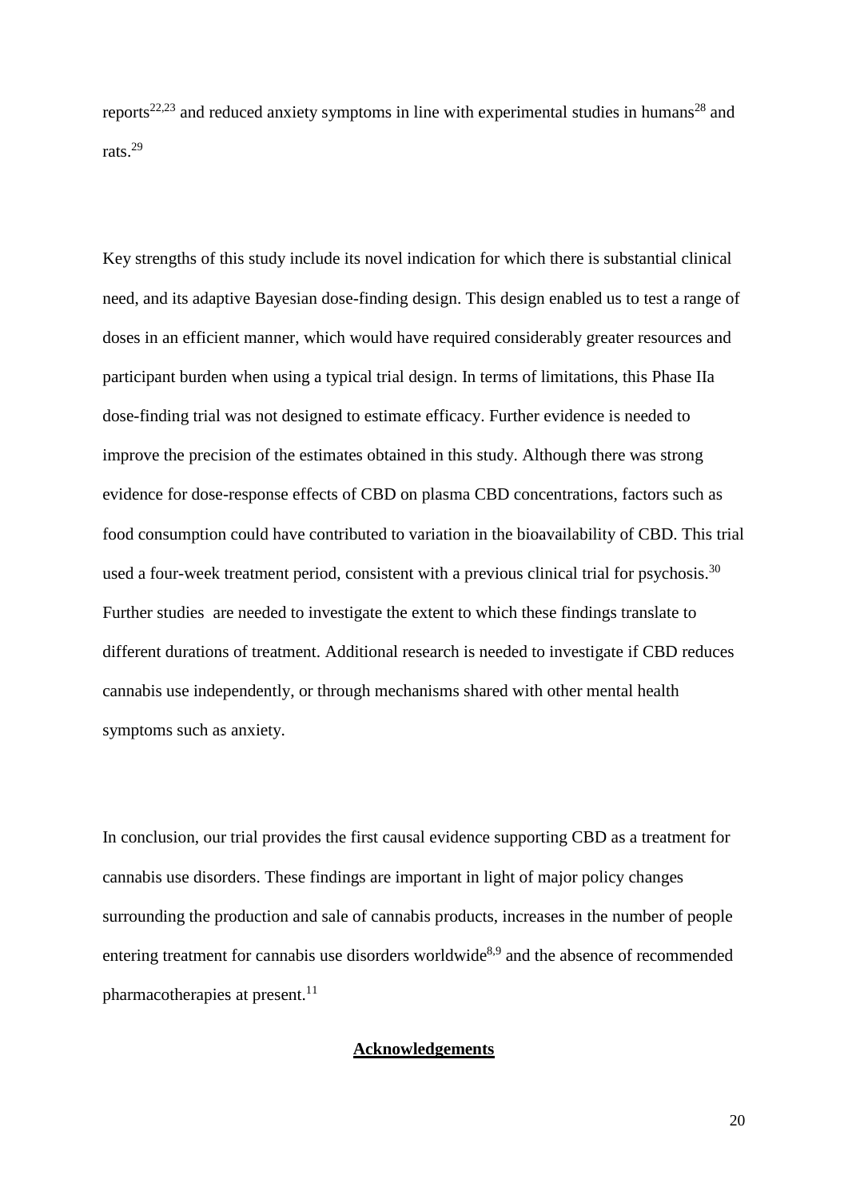reports[22,23] and reduced anxiety symptoms in line with experimental studies in humans[28] and rats.[29]

Key strengths of this study include its novel indication for which there is substantial clinical need, and its adaptive Bayesian dose-finding design. This design enabled us to test a range of doses in an efficient manner, which would have required considerably greater resources and participant burden when using a typical trial design. In terms of limitations, this Phase IIa dose-finding trial was not designed to estimate efficacy. Further evidence is needed to improve the precision of the estimates obtained in this study. Although there was strong evidence for dose-response effects of CBD on plasma CBD concentrations, factors such as food consumption could have contributed to variation in the bioavailability of CBD. This trial used a four-week treatment period, consistent with a previous clinical trial for psychosis.[30] Further studies are needed to investigate the extent to which these findings translate to different durations of treatment. Additional research is needed to investigate if CBD reduces cannabis use independently, or through mechanisms shared with other mental health symptoms such as anxiety.

In conclusion, our trial provides the first causal evidence supporting CBD as a treatment for cannabis use disorders. These findings are important in light of major policy changes surrounding the production and sale of cannabis products, increases in the number of people entering treatment for cannabis use disorders worldwide[8,9] and the absence of recommended pharmacotherapies at present.[11]

## Acknowledgements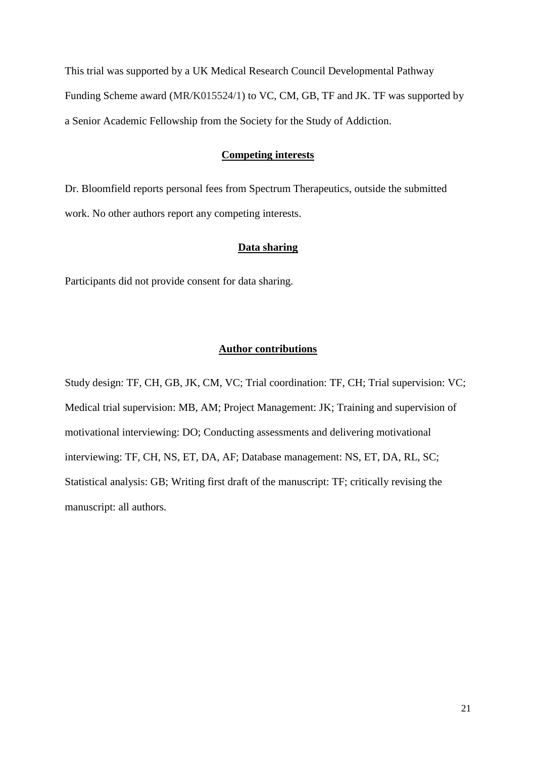This trial was supported by a UK Medical Research Council Developmental Pathway Funding Scheme award (MR/K015524/1) to VC, CM, GB, TF and JK. TF was supported by a Senior Academic Fellowship from the Society for the Study of Addiction.

## Competing interests

Dr. Bloomfield reports personal fees from Spectrum Therapeutics, outside the submitted work. No other authors report any competing interests.

## Data sharing

Participants did not provide consent for data sharing.

## Author contributions

Study design: TF, CH, GB, JK, CM, VC; Trial coordination: TF, CH; Trial supervision: VC; Medical trial supervision: MB, AM; Project Management: JK; Training and supervision of motivational interviewing: DO; Conducting assessments and delivering motivational interviewing: TF, CH, NS, ET, DA, AF; Database management: NS, ET, DA, RL, SC; Statistical analysis: GB; Writing first draft of the manuscript: TF; critically revising the manuscript: all authors.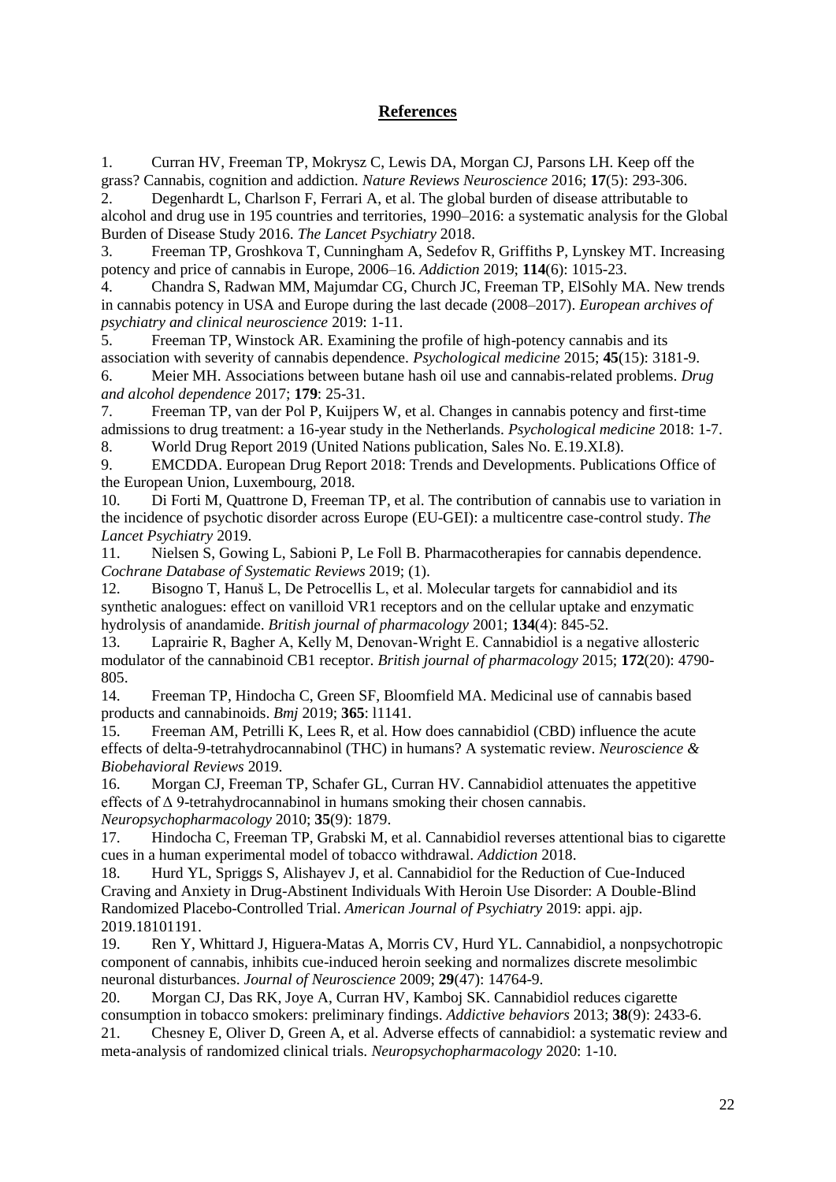# References

1. Curran HV, Freeman TP, Mokrysz C, Lewis DA, Morgan CJ, Parsons LH. Keep off the grass? Cannabis, cognition and addiction. *Nature Reviews Neuroscience* 2016; **17**(5): 293-306.
2. Degenhardt L, Charlson F, Ferrari A, et al. The global burden of disease attributable to alcohol and drug use in 195 countries and territories, 1990–2016: a systematic analysis for the Global Burden of Disease Study 2016. *The Lancet Psychiatry* 2018.
3. Freeman TP, Groshkova T, Cunningham A, Sedefov R, Griffiths P, Lynskey MT. Increasing potency and price of cannabis in Europe, 2006–16. *Addiction* 2019; **114**(6): 1015-23.
4. Chandra S, Radwan MM, Majumdar CG, Church JC, Freeman TP, ElSohly MA. New trends in cannabis potency in USA and Europe during the last decade (2008–2017). *European archives of psychiatry and clinical neuroscience* 2019: 1-11.
5. Freeman TP, Winstock AR. Examining the profile of high-potency cannabis and its association with severity of cannabis dependence. *Psychological medicine* 2015; **45**(15): 3181-9.
6. Meier MH. Associations between butane hash oil use and cannabis-related problems. *Drug and alcohol dependence* 2017; **179**: 25-31.
7. Freeman TP, van der Pol P, Kuijpers W, et al. Changes in cannabis potency and first-time admissions to drug treatment: a 16-year study in the Netherlands. *Psychological medicine* 2018: 1-7.
8. World Drug Report 2019 (United Nations publication, Sales No. E.19.XI.8).
9. EMCDDA. European Drug Report 2018: Trends and Developments. Publications Office of the European Union, Luxembourg, 2018.
10. Di Forti M, Quattrone D, Freeman TP, et al. The contribution of cannabis use to variation in the incidence of psychotic disorder across Europe (EU-GEI): a multicentre case-control study. *The Lancet Psychiatry* 2019.
11. Nielsen S, Gowing L, Sabioni P, Le Foll B. Pharmacotherapies for cannabis dependence. *Cochrane Database of Systematic Reviews* 2019; (1).
12. Bisogno T, Hanuš L, De Petrocellis L, et al. Molecular targets for cannabidiol and its synthetic analogues: effect on vanilloid VR1 receptors and on the cellular uptake and enzymatic hydrolysis of anandamide. *British journal of pharmacology* 2001; **134**(4): 845-52.
13. Laprairie R, Bagher A, Kelly M, Denovan-Wright E. Cannabidiol is a negative allosteric modulator of the cannabinoid CB1 receptor. *British journal of pharmacology* 2015; **172**(20): 4790-805.
14. Freeman TP, Hindocha C, Green SF, Bloomfield MA. Medicinal use of cannabis based products and cannabinoids. *Bmj* 2019; **365**: l1141.
15. Freeman AM, Petrilli K, Lees R, et al. How does cannabidiol (CBD) influence the acute effects of delta-9-tetrahydrocannabinol (THC) in humans? A systematic review. *Neuroscience & Biobehavioral Reviews* 2019.
16. Morgan CJ, Freeman TP, Schafer GL, Curran HV. Cannabidiol attenuates the appetitive effects of Δ 9-tetrahydrocannabinol in humans smoking their chosen cannabis. *Neuropsychopharmacology* 2010; **35**(9): 1879.
17. Hindocha C, Freeman TP, Grabski M, et al. Cannabidiol reverses attentional bias to cigarette cues in a human experimental model of tobacco withdrawal. *Addiction* 2018.
18. Hurd YL, Spriggs S, Alishayev J, et al. Cannabidiol for the Reduction of Cue-Induced Craving and Anxiety in Drug-Abstinent Individuals With Heroin Use Disorder: A Double-Blind Randomized Placebo-Controlled Trial. *American Journal of Psychiatry* 2019: appi. ajp. 2019.18101191.
19. Ren Y, Whittard J, Higuera-Matas A, Morris CV, Hurd YL. Cannabidiol, a nonpsychotropic component of cannabis, inhibits cue-induced heroin seeking and normalizes discrete mesolimbic neuronal disturbances. *Journal of Neuroscience* 2009; **29**(47): 14764-9.
20. Morgan CJ, Das RK, Joye A, Curran HV, Kamboj SK. Cannabidiol reduces cigarette consumption in tobacco smokers: preliminary findings. *Addictive behaviors* 2013; **38**(9): 2433-6.
21. Chesney E, Oliver D, Green A, et al. Adverse effects of cannabidiol: a systematic review and meta-analysis of randomized clinical trials. *Neuropsychopharmacology* 2020: 1-10.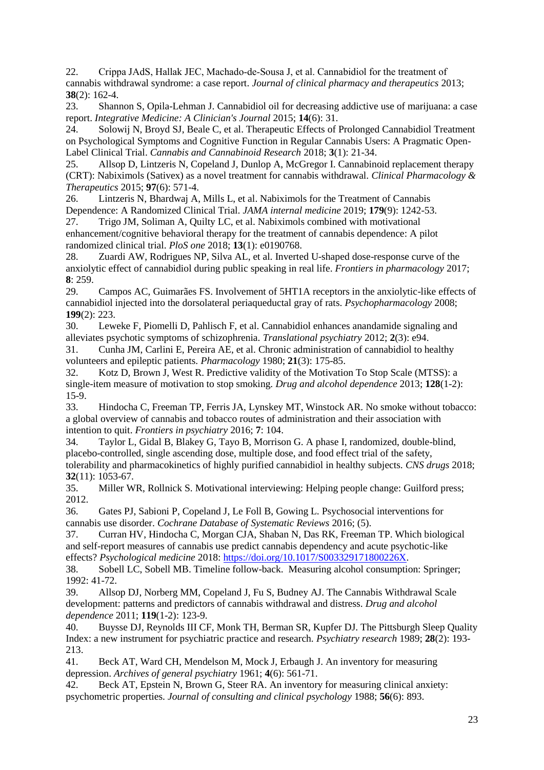22. Crippa JAdS, Hallak JEC, Machado-de-Sousa J, et al. Cannabidiol for the treatment of cannabis withdrawal syndrome: a case report. *Journal of clinical pharmacy and therapeutics* 2013; **38**(2): 162-4.

23. Shannon S, Opila-Lehman J. Cannabidiol oil for decreasing addictive use of marijuana: a case report. *Integrative Medicine: A Clinician's Journal* 2015; **14**(6): 31.

24. Solowij N, Broyd SJ, Beale C, et al. Therapeutic Effects of Prolonged Cannabidiol Treatment on Psychological Symptoms and Cognitive Function in Regular Cannabis Users: A Pragmatic Open-Label Clinical Trial. *Cannabis and Cannabinoid Research* 2018; **3**(1): 21-34.

25. Allsop D, Lintzeris N, Copeland J, Dunlop A, McGregor I. Cannabinoid replacement therapy (CRT): Nabiximols (Sativex) as a novel treatment for cannabis withdrawal. *Clinical Pharmacology & Therapeutics* 2015; **97**(6): 571-4.

26. Lintzeris N, Bhardwaj A, Mills L, et al. Nabiximols for the Treatment of Cannabis Dependence: A Randomized Clinical Trial. *JAMA internal medicine* 2019; **179**(9): 1242-53.

27. Trigo JM, Soliman A, Quilty LC, et al. Nabiximols combined with motivational enhancement/cognitive behavioral therapy for the treatment of cannabis dependence: A pilot randomized clinical trial. *PloS one* 2018; **13**(1): e0190768.

28. Zuardi AW, Rodrigues NP, Silva AL, et al. Inverted U-shaped dose-response curve of the anxiolytic effect of cannabidiol during public speaking in real life. *Frontiers in pharmacology* 2017; **8**: 259.

29. Campos AC, Guimarães FS. Involvement of 5HT1A receptors in the anxiolytic-like effects of cannabidiol injected into the dorsolateral periaqueductal gray of rats. *Psychopharmacology* 2008; **199**(2): 223.

30. Leweke F, Piomelli D, Pahlisch F, et al. Cannabidiol enhances anandamide signaling and alleviates psychotic symptoms of schizophrenia. *Translational psychiatry* 2012; **2**(3): e94.

31. Cunha JM, Carlini E, Pereira AE, et al. Chronic administration of cannabidiol to healthy volunteers and epileptic patients. *Pharmacology* 1980; **21**(3): 175-85.

32. Kotz D, Brown J, West R. Predictive validity of the Motivation To Stop Scale (MTSS): a single-item measure of motivation to stop smoking. *Drug and alcohol dependence* 2013; **128**(1-2): 15-9.

33. Hindocha C, Freeman TP, Ferris JA, Lynskey MT, Winstock AR. No smoke without tobacco: a global overview of cannabis and tobacco routes of administration and their association with intention to quit. *Frontiers in psychiatry* 2016; **7**: 104.

34. Taylor L, Gidal B, Blakey G, Tayo B, Morrison G. A phase I, randomized, double-blind, placebo-controlled, single ascending dose, multiple dose, and food effect trial of the safety, tolerability and pharmacokinetics of highly purified cannabidiol in healthy subjects. *CNS drugs* 2018; **32**(11): 1053-67.

35. Miller WR, Rollnick S. Motivational interviewing: Helping people change: Guilford press; 2012.

36. Gates PJ, Sabioni P, Copeland J, Le Foll B, Gowing L. Psychosocial interventions for cannabis use disorder. *Cochrane Database of Systematic Reviews* 2016; (5).

37. Curran HV, Hindocha C, Morgan CJA, Shaban N, Das RK, Freeman TP. Which biological and self-report measures of cannabis use predict cannabis dependency and acute psychotic-like effects? *Psychological medicine* 2018: https://doi.org/10.1017/S003329171800226X.

38. Sobell LC, Sobell MB. Timeline follow-back. Measuring alcohol consumption: Springer; 1992: 41-72.

39. Allsop DJ, Norberg MM, Copeland J, Fu S, Budney AJ. The Cannabis Withdrawal Scale development: patterns and predictors of cannabis withdrawal and distress. *Drug and alcohol dependence* 2011; **119**(1-2): 123-9.

40. Buysse DJ, Reynolds III CF, Monk TH, Berman SR, Kupfer DJ. The Pittsburgh Sleep Quality Index: a new instrument for psychiatric practice and research. *Psychiatry research* 1989; **28**(2): 193-213.

41. Beck AT, Ward CH, Mendelson M, Mock J, Erbaugh J. An inventory for measuring depression. *Archives of general psychiatry* 1961; **4**(6): 561-71.

42. Beck AT, Epstein N, Brown G, Steer RA. An inventory for measuring clinical anxiety: psychometric properties. *Journal of consulting and clinical psychology* 1988; **56**(6): 893.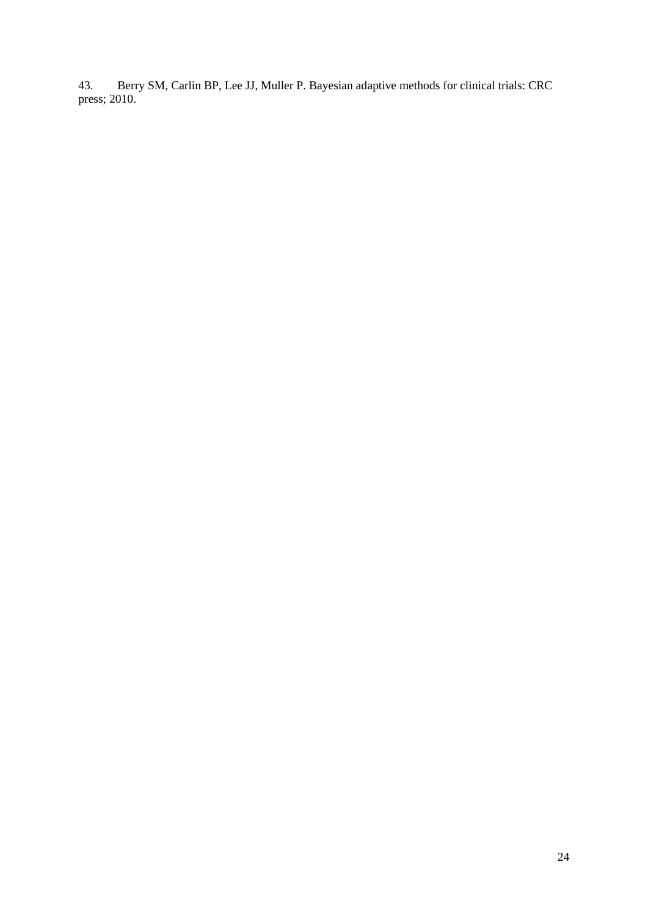43. Berry SM, Carlin BP, Lee JJ, Muller P. Bayesian adaptive methods for clinical trials: CRC press; 2010.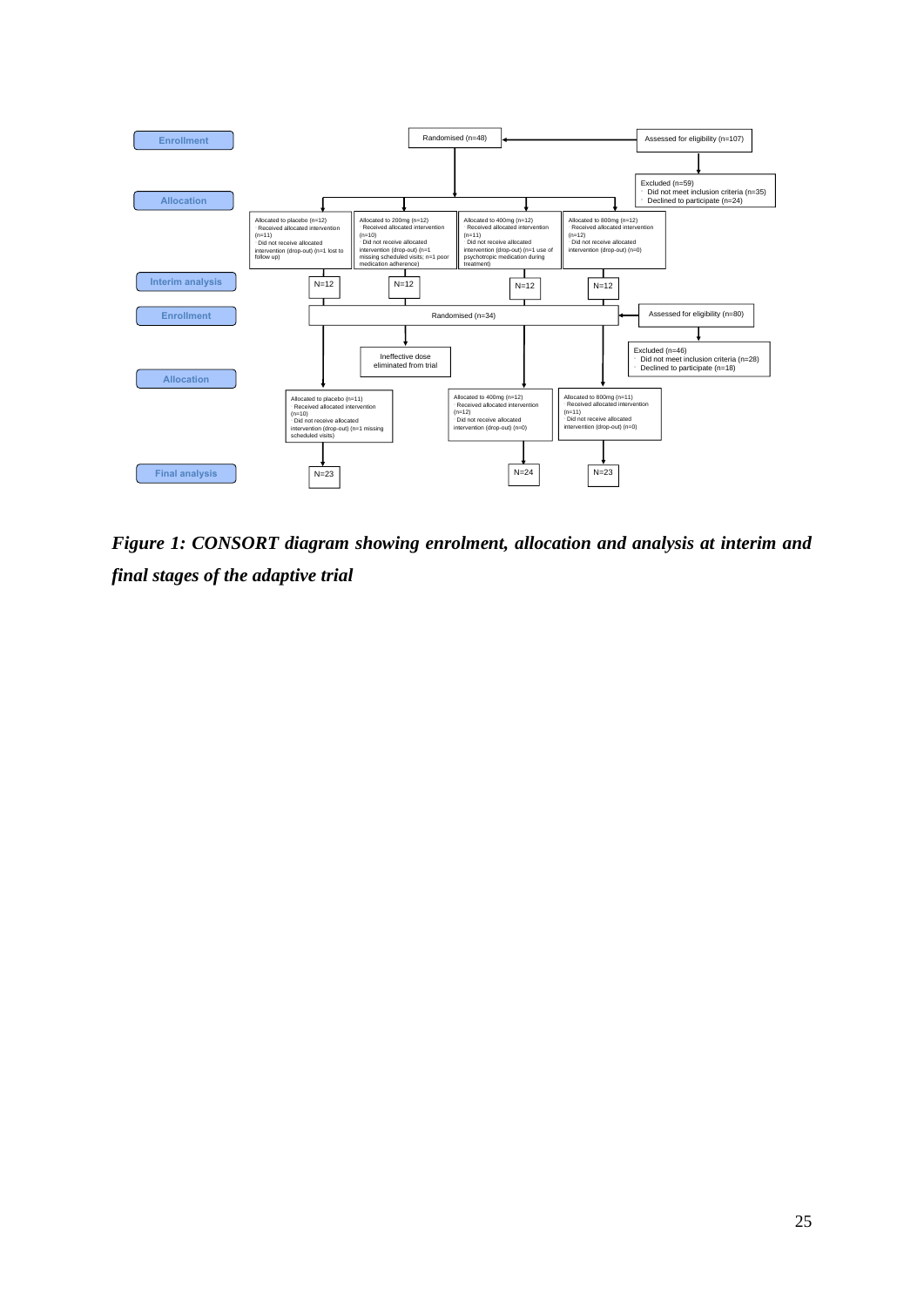Enrollment

Randomised (n=48)

Assessed for eligibility (n=107)

Excluded (n=59)
- Did not meet inclusion criteria (n=35)
- Declined to participate (n=24)

Allocation

Allocated to placebo (n=12)
- Received allocated intervention (n=11)
- Did not receive allocated intervention (drop-out) (n=1 lost to follow up)

Allocated to 200mg (n=12)
- Received allocated intervention (n=10)
- Did not receive allocated intervention (drop-out) (n=1 missing scheduled visits; n=1 poor medication adherence)

Allocated to 400mg (n=12)
- Received allocated intervention (n=11)
- Did not receive allocated intervention (drop-out) (n=1 use of psychotropic medication during treatment)

Allocated to 800mg (n=12)
- Received allocated intervention (n=12)
- Did not receive allocated intervention (drop-out) (n=0)

Interim analysis

N=12 | N=12 | N=12 | N=12

Enrollment

Randomised (n=34)

Assessed for eligibility (n=80)

Excluded (n=46)
- Did not meet inclusion criteria (n=28)
- Declined to participate (n=18)

Ineffective dose eliminated from trial

Allocation

Allocated to placebo (n=11)
- Received allocated intervention (n=10)
- Did not receive allocated intervention (drop-out) (n=1 missing scheduled visits)

Allocated to 400mg (n=12)
- Received allocated intervention (n=12)
- Did not receive allocated intervention (drop-out) (n=0)

Allocated to 800mg (n=11)
- Received allocated intervention (n=11)
- Did not receive allocated intervention (drop-out) (n=0)

Final analysis

N=23 | N=24 | N=23

***Figure 1: CONSORT diagram showing enrolment, allocation and analysis at interim and final stages of the adaptive trial***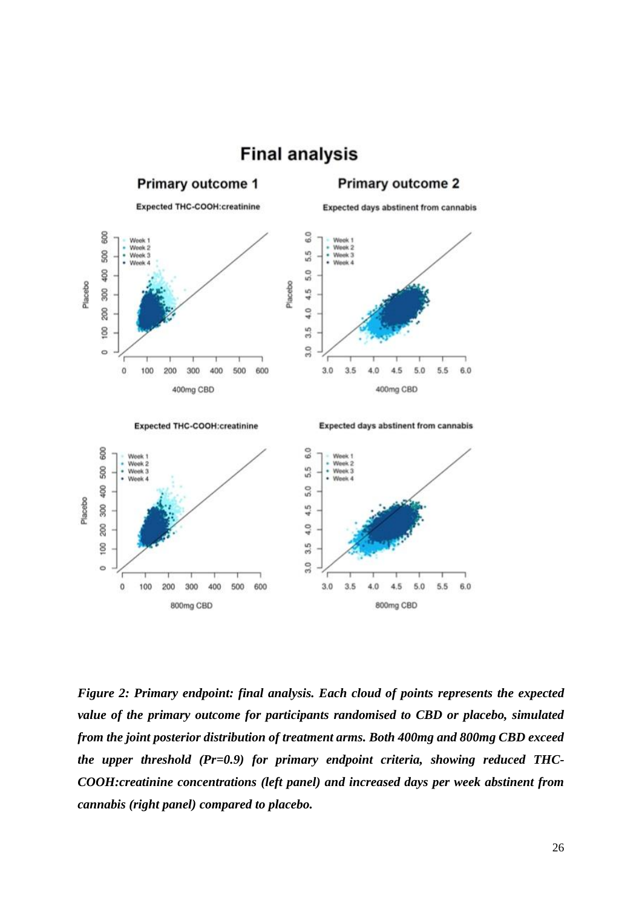*Figure 2: Primary endpoint: final analysis. Each cloud of points represents the expected value of the primary outcome for participants randomised to CBD or placebo, simulated from the joint posterior distribution of treatment arms. Both 400mg and 800mg CBD exceed the upper threshold (Pr=0.9) for primary endpoint criteria, showing reduced THC-COOH:creatinine concentrations (left panel) and increased days per week abstinent from cannabis (right panel) compared to placebo.*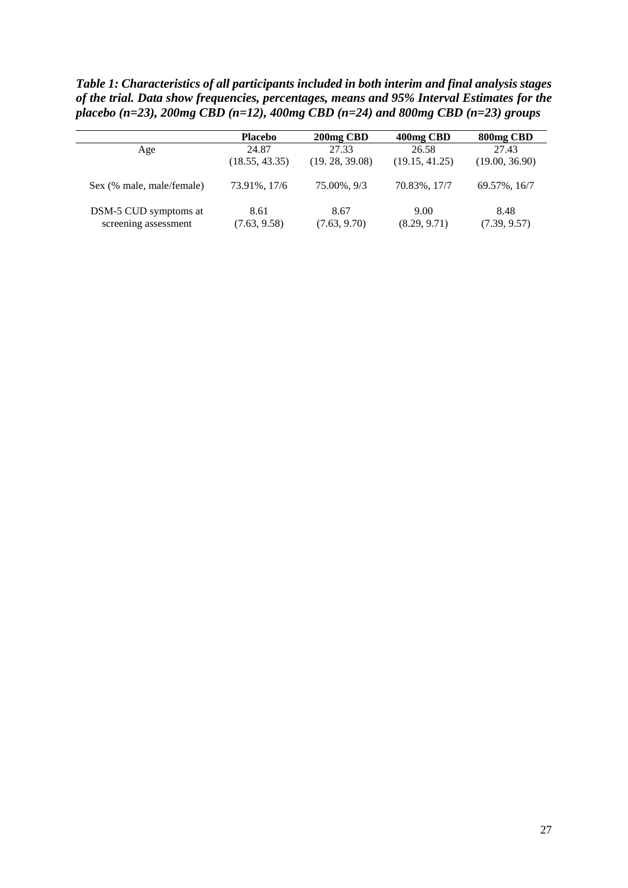***Table 1: Characteristics of all participants included in both interim and final analysis stages of the trial. Data show frequencies, percentages, means and 95% Interval Estimates for the placebo (n=23), 200mg CBD (n=12), 400mg CBD (n=24) and 800mg CBD (n=23) groups***

| | **Placebo** | **200mg CBD** | **400mg CBD** | **800mg CBD** |
|---|---|---|---|---|
| Age | 24.87 (18.55, 43.35) | 27.33 (19. 28, 39.08) | 26.58 (19.15, 41.25) | 27.43 (19.00, 36.90) |
| Sex (% male, male/female) | 73.91%, 17/6 | 75.00%, 9/3 | 70.83%, 17/7 | 69.57%, 16/7 |
| DSM-5 CUD symptoms at screening assessment | 8.61 (7.63, 9.58) | 8.67 (7.63, 9.70) | 9.00 (8.29, 9.71) | 8.48 (7.39, 9.57) |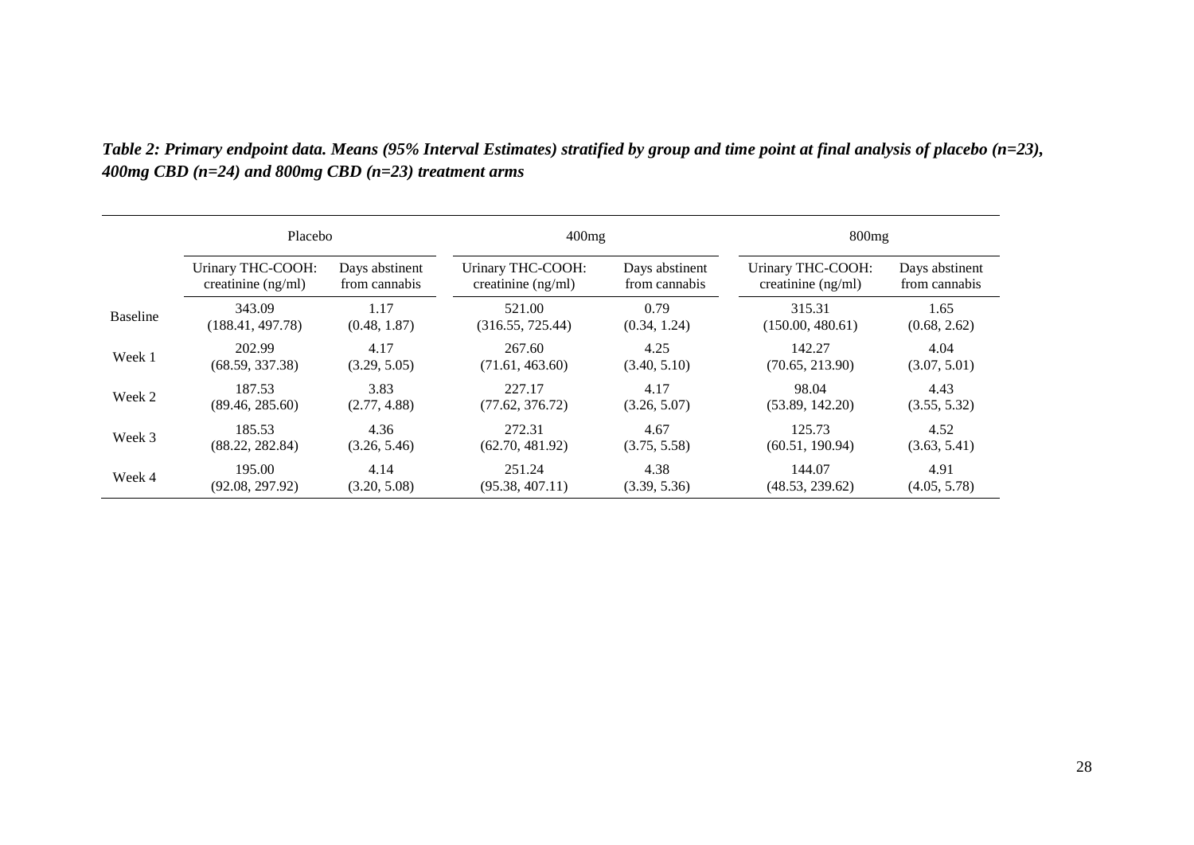***Table 2: Primary endpoint data. Means (95% Interval Estimates) stratified by group and time point at final analysis of placebo (n=23), 400mg CBD (n=24) and 800mg CBD (n=23) treatment arms***

| | Placebo | | 400mg | | 800mg | |
|---|---|---|---|---|---|---|
| | Urinary THC-COOH: creatinine (ng/ml) | Days abstinent from cannabis | Urinary THC-COOH: creatinine (ng/ml) | Days abstinent from cannabis | Urinary THC-COOH: creatinine (ng/ml) | Days abstinent from cannabis |
| Baseline | 343.09 (188.41, 497.78) | 1.17 (0.48, 1.87) | 521.00 (316.55, 725.44) | 0.79 (0.34, 1.24) | 315.31 (150.00, 480.61) | 1.65 (0.68, 2.62) |
| Week 1 | 202.99 (68.59, 337.38) | 4.17 (3.29, 5.05) | 267.60 (71.61, 463.60) | 4.25 (3.40, 5.10) | 142.27 (70.65, 213.90) | 4.04 (3.07, 5.01) |
| Week 2 | 187.53 (89.46, 285.60) | 3.83 (2.77, 4.88) | 227.17 (77.62, 376.72) | 4.17 (3.26, 5.07) | 98.04 (53.89, 142.20) | 4.43 (3.55, 5.32) |
| Week 3 | 185.53 (88.22, 282.84) | 4.36 (3.26, 5.46) | 272.31 (62.70, 481.92) | 4.67 (3.75, 5.58) | 125.73 (60.51, 190.94) | 4.52 (3.63, 5.41) |
| Week 4 | 195.00 (92.08, 297.92) | 4.14 (3.20, 5.08) | 251.24 (95.38, 407.11) | 4.38 (3.39, 5.36) | 144.07 (48.53, 239.62) | 4.91 (4.05, 5.78) |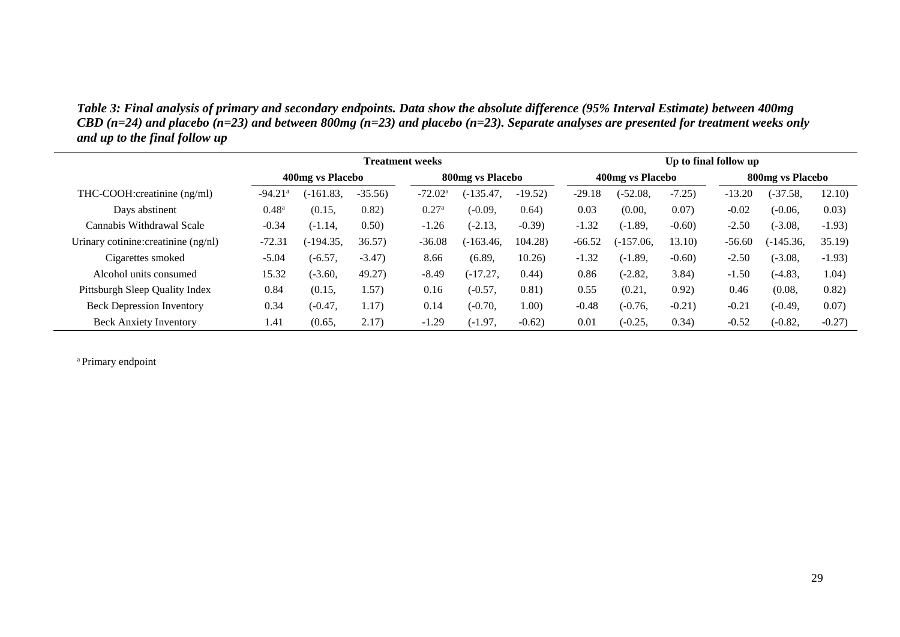***Table 3: Final analysis of primary and secondary endpoints. Data show the absolute difference (95% Interval Estimate) between 400mg CBD (n=24) and placebo (n=23) and between 800mg (n=23) and placebo (n=23). Separate analyses are presented for treatment weeks only and up to the final follow up***

| | Treatment weeks | | | | | | Up to final follow up | | | | | |
|---|---|---|---|---|---|---|---|---|---|---|---|---|
| | 400mg vs Placebo | | | 800mg vs Placebo | | | 400mg vs Placebo | | | 800mg vs Placebo | | |
| THC-COOH:creatinine (ng/ml) | -94.21[a] | (-161.83, | -35.56) | -72.02[a] | (-135.47, | -19.52) | -29.18 | (-52.08, | -7.25) | -13.20 | (-37.58, | 12.10) |
| Days abstinent | 0.48[a] | (0.15, | 0.82) | 0.27[a] | (-0.09, | 0.64) | 0.03 | (0.00, | 0.07) | -0.02 | (-0.06, | 0.03) |
| Cannabis Withdrawal Scale | -0.34 | (-1.14, | 0.50) | -1.26 | (-2.13, | -0.39) | -1.32 | (-1.89, | -0.60) | -2.50 | (-3.08, | -1.93) |
| Urinary cotinine:creatinine (ng/nl) | -72.31 | (-194.35, | 36.57) | -36.08 | (-163.46, | 104.28) | -66.52 | (-157.06, | 13.10) | -56.60 | (-145.36, | 35.19) |
| Cigarettes smoked | -5.04 | (-6.57, | -3.47) | 8.66 | (6.89, | 10.26) | -1.32 | (-1.89, | -0.60) | -2.50 | (-3.08, | -1.93) |
| Alcohol units consumed | 15.32 | (-3.60, | 49.27) | -8.49 | (-17.27, | 0.44) | 0.86 | (-2.82, | 3.84) | -1.50 | (-4.83, | 1.04) |
| Pittsburgh Sleep Quality Index | 0.84 | (0.15, | 1.57) | 0.16 | (-0.57, | 0.81) | 0.55 | (0.21, | 0.92) | 0.46 | (0.08, | 0.82) |
| Beck Depression Inventory | 0.34 | (-0.47, | 1.17) | 0.14 | (-0.70, | 1.00) | -0.48 | (-0.76, | -0.21) | -0.21 | (-0.49, | 0.07) |
| Beck Anxiety Inventory | 1.41 | (0.65, | 2.17) | -1.29 | (-1.97, | -0.62) | 0.01 | (-0.25, | 0.34) | -0.52 | (-0.82, | -0.27) |

[a] Primary endpoint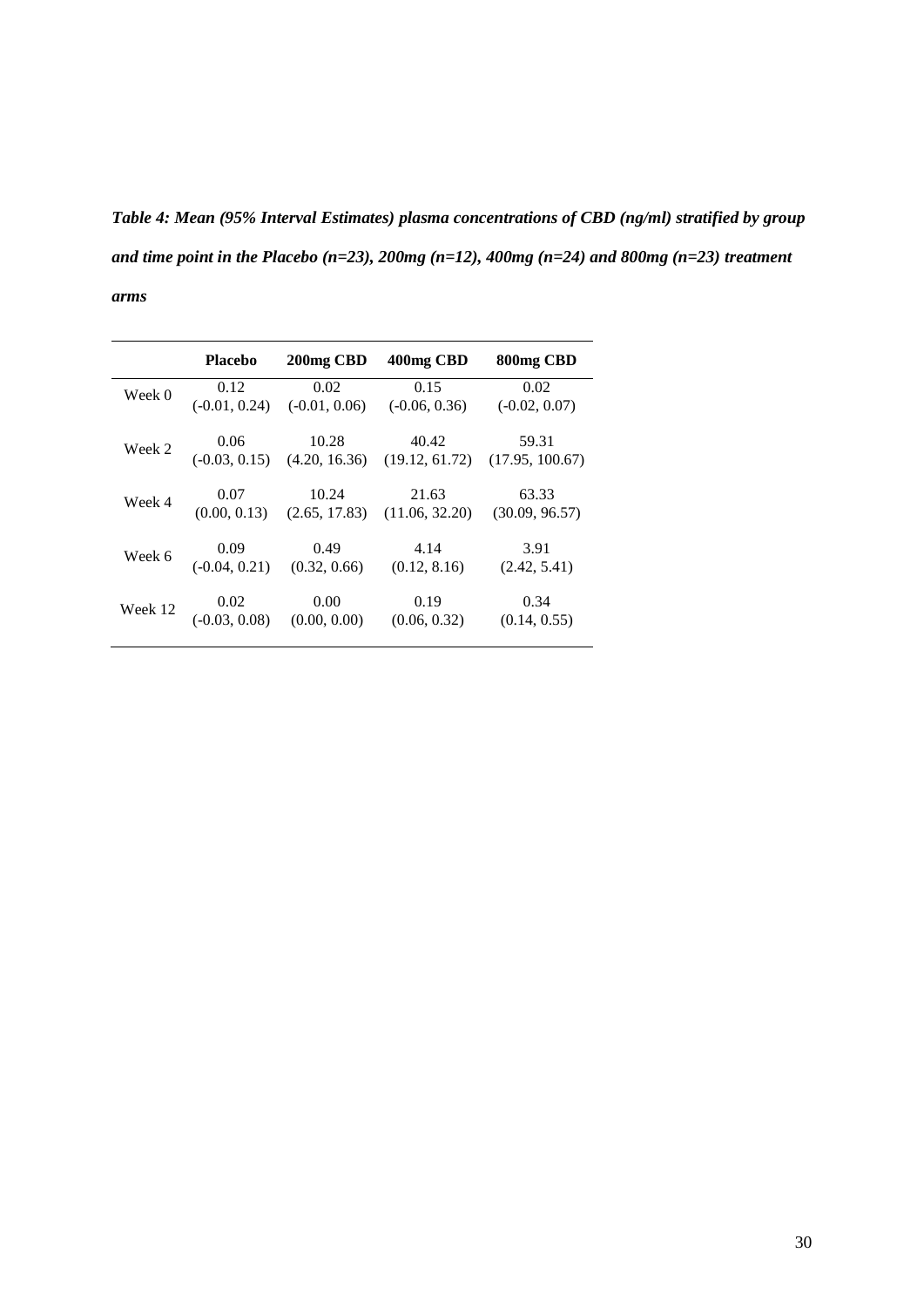***Table 4: Mean (95% Interval Estimates) plasma concentrations of CBD (ng/ml) stratified by group and time point in the Placebo (n=23), 200mg (n=12), 400mg (n=24) and 800mg (n=23) treatment arms***

| | Placebo | 200mg CBD | 400mg CBD | 800mg CBD |
|---|---|---|---|---|
| Week 0 | 0.12 (-0.01, 0.24) | 0.02 (-0.01, 0.06) | 0.15 (-0.06, 0.36) | 0.02 (-0.02, 0.07) |
| Week 2 | 0.06 (-0.03, 0.15) | 10.28 (4.20, 16.36) | 40.42 (19.12, 61.72) | 59.31 (17.95, 100.67) |
| Week 4 | 0.07 (0.00, 0.13) | 10.24 (2.65, 17.83) | 21.63 (11.06, 32.20) | 63.33 (30.09, 96.57) |
| Week 6 | 0.09 (-0.04, 0.21) | 0.49 (0.32, 0.66) | 4.14 (0.12, 8.16) | 3.91 (2.42, 5.41) |
| Week 12 | 0.02 (-0.03, 0.08) | 0.00 (0.00, 0.00) | 0.19 (0.06, 0.32) | 0.34 (0.14, 0.55) |